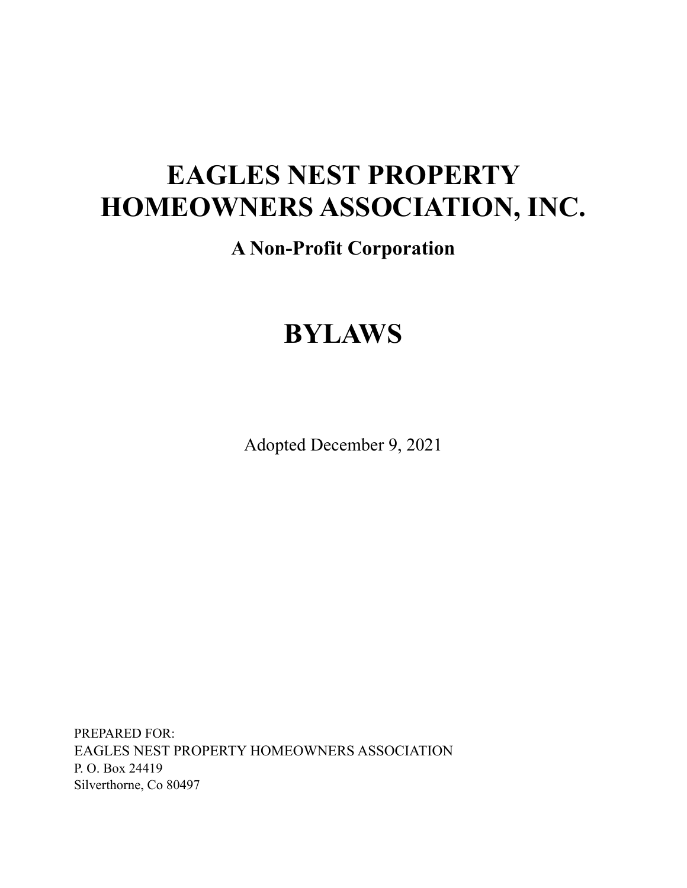# EAGLES NEST PROPERTY HOMEOWNERS ASSOCIATION, INC.

**A Non-Profit Corporation**

# BYLAWS

Adopted December 9, 2021

PREPARED FOR:
EAGLES NEST PROPERTY HOMEOWNERS ASSOCIATION
P. O. Box 24419
Silverthorne, Co 80497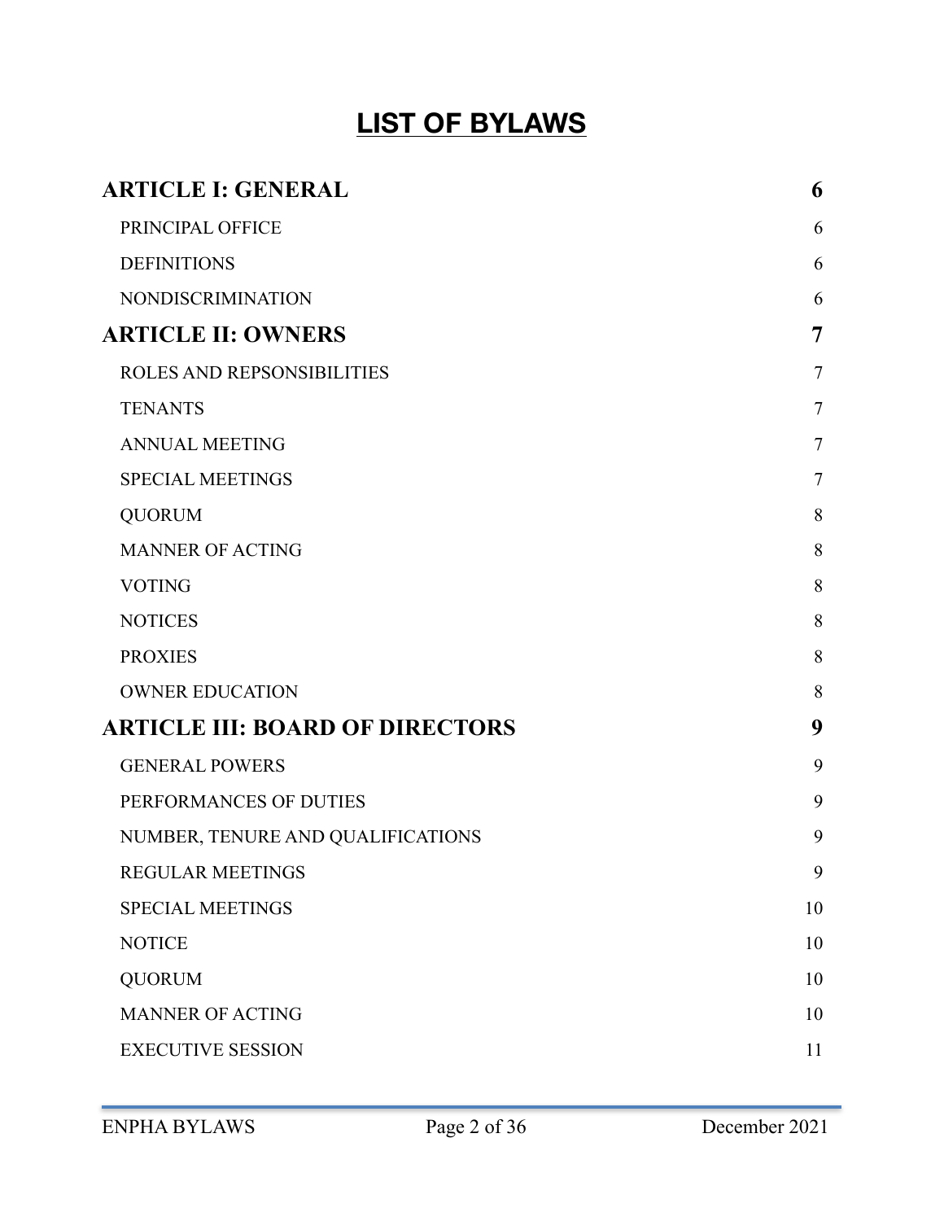# LIST OF BYLAWS

| | |
|---|---|
| **ARTICLE I: GENERAL** | **6** |
| PRINCIPAL OFFICE | 6 |
| DEFINITIONS | 6 |
| NONDISCRIMINATION | 6 |
| **ARTICLE II: OWNERS** | **7** |
| ROLES AND REPSONSIBILITIES | 7 |
| TENANTS | 7 |
| ANNUAL MEETING | 7 |
| SPECIAL MEETINGS | 7 |
| QUORUM | 8 |
| MANNER OF ACTING | 8 |
| VOTING | 8 |
| NOTICES | 8 |
| PROXIES | 8 |
| OWNER EDUCATION | 8 |
| **ARTICLE III: BOARD OF DIRECTORS** | **9** |
| GENERAL POWERS | 9 |
| PERFORMANCES OF DUTIES | 9 |
| NUMBER, TENURE AND QUALIFICATIONS | 9 |
| REGULAR MEETINGS | 9 |
| SPECIAL MEETINGS | 10 |
| NOTICE | 10 |
| QUORUM | 10 |
| MANNER OF ACTING | 10 |
| EXECUTIVE SESSION | 11 |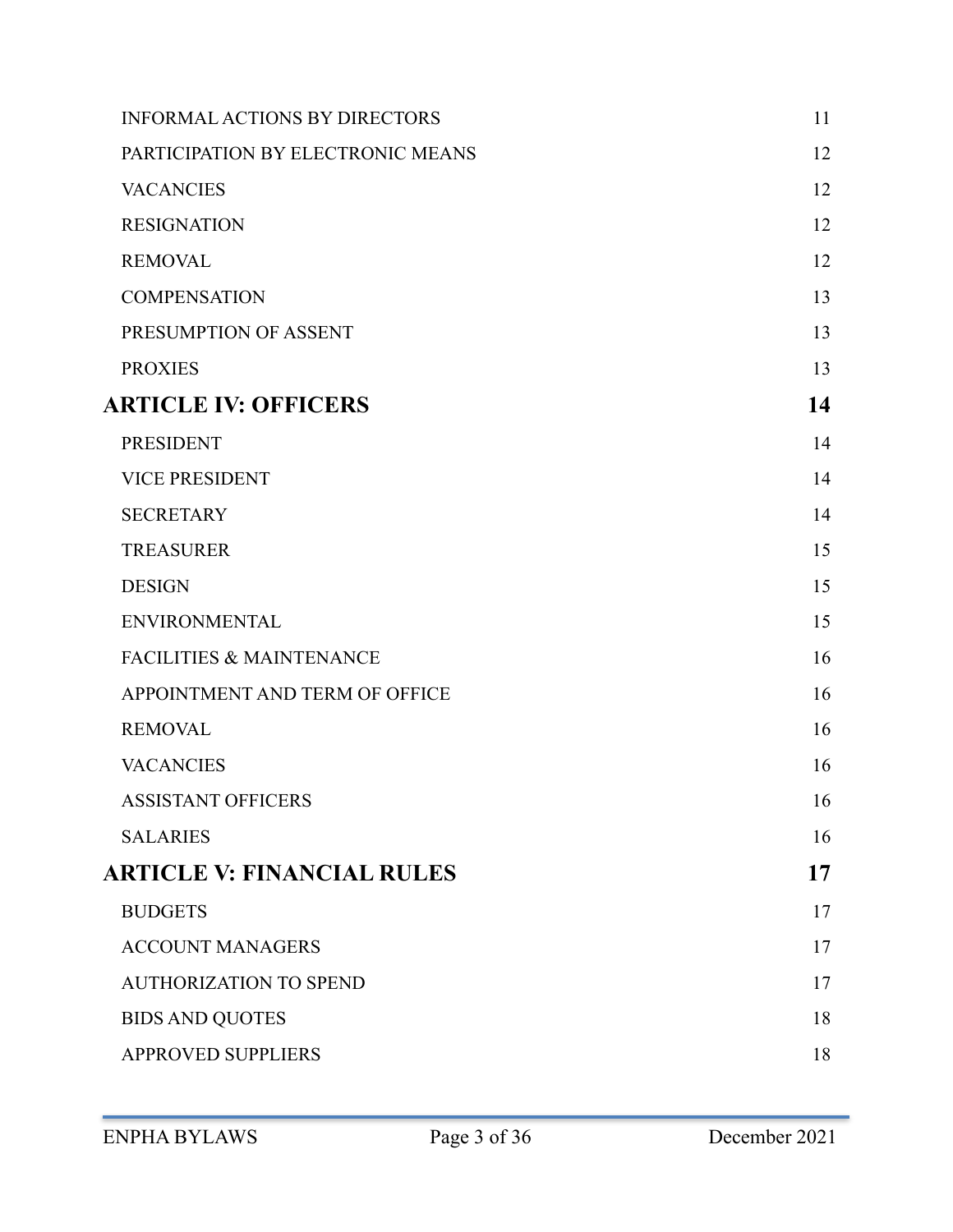INFORMAL ACTIONS BY DIRECTORS 11

PARTICIPATION BY ELECTRONIC MEANS 12

VACANCIES 12

RESIGNATION 12

REMOVAL 12

COMPENSATION 13

PRESUMPTION OF ASSENT 13

PROXIES 13

## ARTICLE IV: OFFICERS 14

PRESIDENT 14

VICE PRESIDENT 14

SECRETARY 14

TREASURER 15

DESIGN 15

ENVIRONMENTAL 15

FACILITIES & MAINTENANCE 16

APPOINTMENT AND TERM OF OFFICE 16

REMOVAL 16

VACANCIES 16

ASSISTANT OFFICERS 16

SALARIES 16

## ARTICLE V: FINANCIAL RULES 17

BUDGETS 17

ACCOUNT MANAGERS 17

AUTHORIZATION TO SPEND 17

BIDS AND QUOTES 18

APPROVED SUPPLIERS 18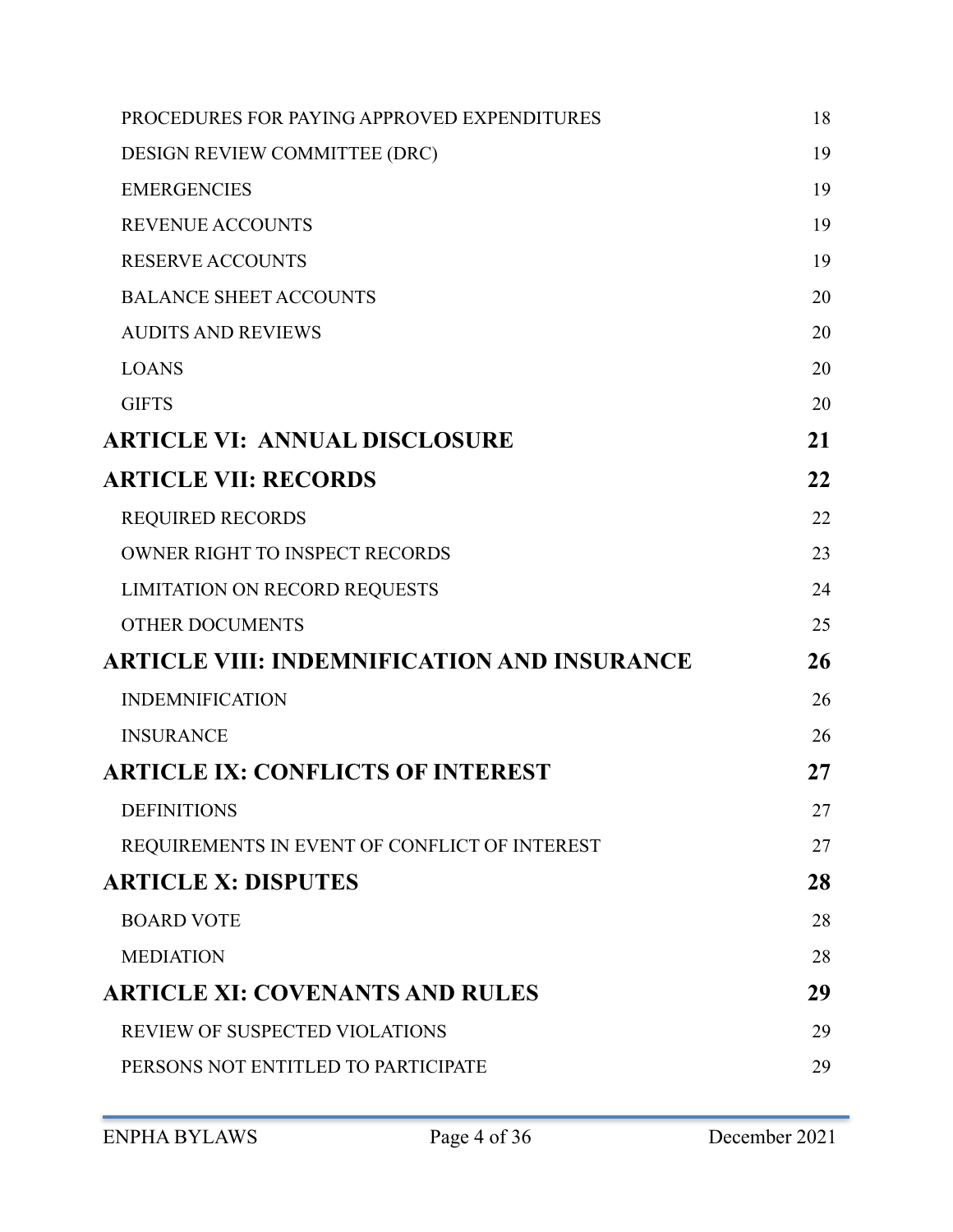| | |
|---|---|
| PROCEDURES FOR PAYING APPROVED EXPENDITURES | 18 |
| DESIGN REVIEW COMMITTEE (DRC) | 19 |
| EMERGENCIES | 19 |
| REVENUE ACCOUNTS | 19 |
| RESERVE ACCOUNTS | 19 |
| BALANCE SHEET ACCOUNTS | 20 |
| AUDITS AND REVIEWS | 20 |
| LOANS | 20 |
| GIFTS | 20 |
| **ARTICLE VI: ANNUAL DISCLOSURE** | **21** |
| **ARTICLE VII: RECORDS** | **22** |
| REQUIRED RECORDS | 22 |
| OWNER RIGHT TO INSPECT RECORDS | 23 |
| LIMITATION ON RECORD REQUESTS | 24 |
| OTHER DOCUMENTS | 25 |
| **ARTICLE VIII: INDEMNIFICATION AND INSURANCE** | **26** |
| INDEMNIFICATION | 26 |
| INSURANCE | 26 |
| **ARTICLE IX: CONFLICTS OF INTEREST** | **27** |
| DEFINITIONS | 27 |
| REQUIREMENTS IN EVENT OF CONFLICT OF INTEREST | 27 |
| **ARTICLE X: DISPUTES** | **28** |
| BOARD VOTE | 28 |
| MEDIATION | 28 |
| **ARTICLE XI: COVENANTS AND RULES** | **29** |
| REVIEW OF SUSPECTED VIOLATIONS | 29 |
| PERSONS NOT ENTITLED TO PARTICIPATE | 29 |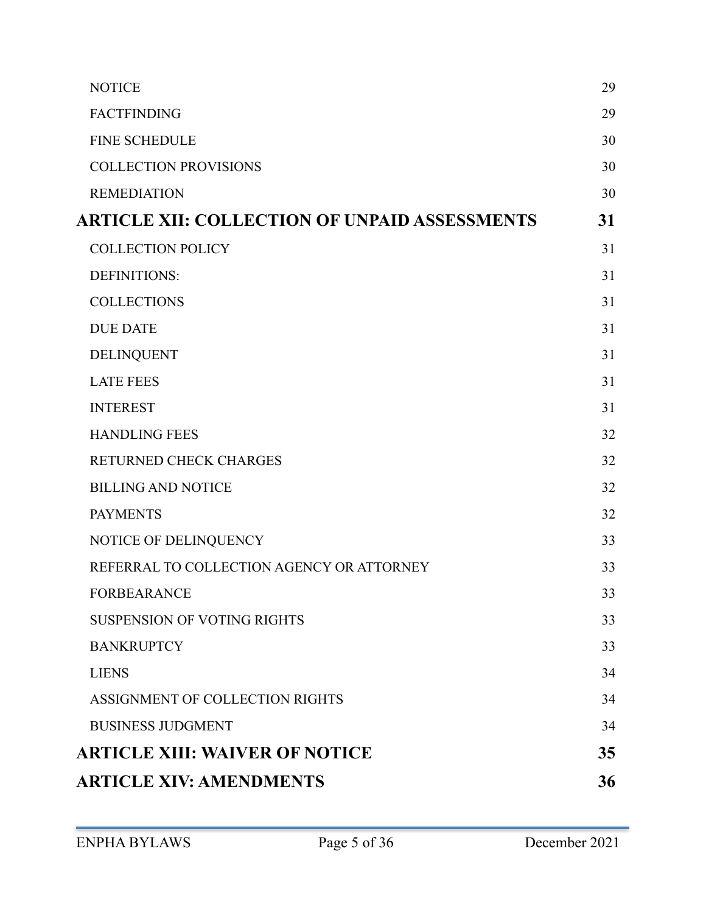- NOTICE 29
- FACTFINDING 29
- FINE SCHEDULE 30
- COLLECTION PROVISIONS 30
- REMEDIATION 30

**ARTICLE XII: COLLECTION OF UNPAID ASSESSMENTS 31**

- COLLECTION POLICY 31
- DEFINITIONS: 31
- COLLECTIONS 31
- DUE DATE 31
- DELINQUENT 31
- LATE FEES 31
- INTEREST 31
- HANDLING FEES 32
- RETURNED CHECK CHARGES 32
- BILLING AND NOTICE 32
- PAYMENTS 32
- NOTICE OF DELINQUENCY 33
- REFERRAL TO COLLECTION AGENCY OR ATTORNEY 33
- FORBEARANCE 33
- SUSPENSION OF VOTING RIGHTS 33
- BANKRUPTCY 33
- LIENS 34
- ASSIGNMENT OF COLLECTION RIGHTS 34
- BUSINESS JUDGMENT 34

**ARTICLE XIII: WAIVER OF NOTICE 35**

**ARTICLE XIV: AMENDMENTS 36**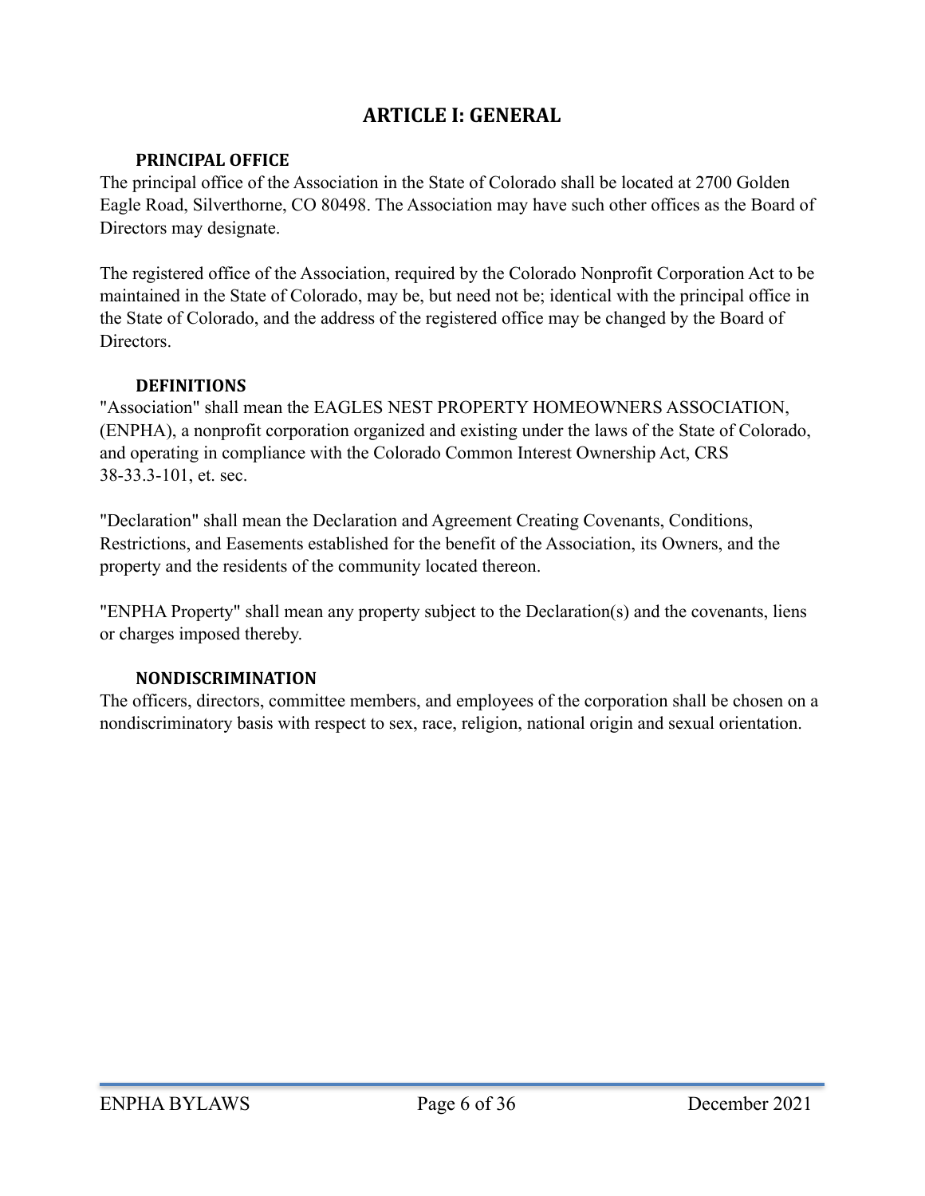# ARTICLE I: GENERAL

### PRINCIPAL OFFICE

The principal office of the Association in the State of Colorado shall be located at 2700 Golden Eagle Road, Silverthorne, CO 80498. The Association may have such other offices as the Board of Directors may designate.

The registered office of the Association, required by the Colorado Nonprofit Corporation Act to be maintained in the State of Colorado, may be, but need not be; identical with the principal office in the State of Colorado, and the address of the registered office may be changed by the Board of Directors.

### DEFINITIONS

"Association" shall mean the EAGLES NEST PROPERTY HOMEOWNERS ASSOCIATION, (ENPHA), a nonprofit corporation organized and existing under the laws of the State of Colorado, and operating in compliance with the Colorado Common Interest Ownership Act, CRS 38-33.3-101, et. sec.

"Declaration" shall mean the Declaration and Agreement Creating Covenants, Conditions, Restrictions, and Easements established for the benefit of the Association, its Owners, and the property and the residents of the community located thereon.

"ENPHA Property" shall mean any property subject to the Declaration(s) and the covenants, liens or charges imposed thereby.

### NONDISCRIMINATION

The officers, directors, committee members, and employees of the corporation shall be chosen on a nondiscriminatory basis with respect to sex, race, religion, national origin and sexual orientation.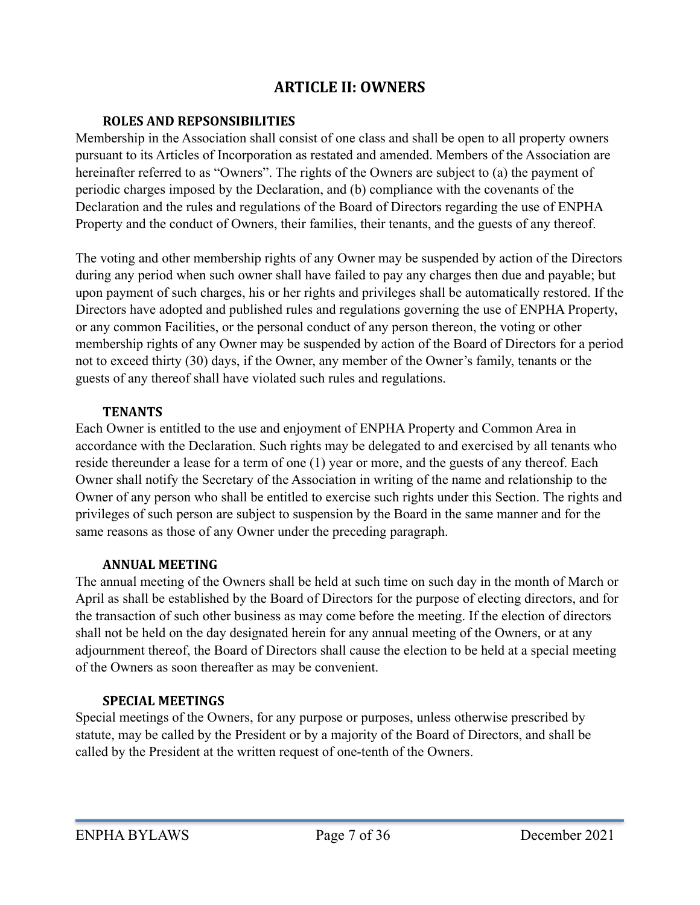# ARTICLE II: OWNERS

### ROLES AND REPSONSIBILITIES

Membership in the Association shall consist of one class and shall be open to all property owners pursuant to its Articles of Incorporation as restated and amended. Members of the Association are hereinafter referred to as "Owners". The rights of the Owners are subject to (a) the payment of periodic charges imposed by the Declaration, and (b) compliance with the covenants of the Declaration and the rules and regulations of the Board of Directors regarding the use of ENPHA Property and the conduct of Owners, their families, their tenants, and the guests of any thereof.

The voting and other membership rights of any Owner may be suspended by action of the Directors during any period when such owner shall have failed to pay any charges then due and payable; but upon payment of such charges, his or her rights and privileges shall be automatically restored. If the Directors have adopted and published rules and regulations governing the use of ENPHA Property, or any common Facilities, or the personal conduct of any person thereon, the voting or other membership rights of any Owner may be suspended by action of the Board of Directors for a period not to exceed thirty (30) days, if the Owner, any member of the Owner's family, tenants or the guests of any thereof shall have violated such rules and regulations.

### TENANTS

Each Owner is entitled to the use and enjoyment of ENPHA Property and Common Area in accordance with the Declaration. Such rights may be delegated to and exercised by all tenants who reside thereunder a lease for a term of one (1) year or more, and the guests of any thereof. Each Owner shall notify the Secretary of the Association in writing of the name and relationship to the Owner of any person who shall be entitled to exercise such rights under this Section. The rights and privileges of such person are subject to suspension by the Board in the same manner and for the same reasons as those of any Owner under the preceding paragraph.

### ANNUAL MEETING

The annual meeting of the Owners shall be held at such time on such day in the month of March or April as shall be established by the Board of Directors for the purpose of electing directors, and for the transaction of such other business as may come before the meeting. If the election of directors shall not be held on the day designated herein for any annual meeting of the Owners, or at any adjournment thereof, the Board of Directors shall cause the election to be held at a special meeting of the Owners as soon thereafter as may be convenient.

### SPECIAL MEETINGS

Special meetings of the Owners, for any purpose or purposes, unless otherwise prescribed by statute, may be called by the President or by a majority of the Board of Directors, and shall be called by the President at the written request of one-tenth of the Owners.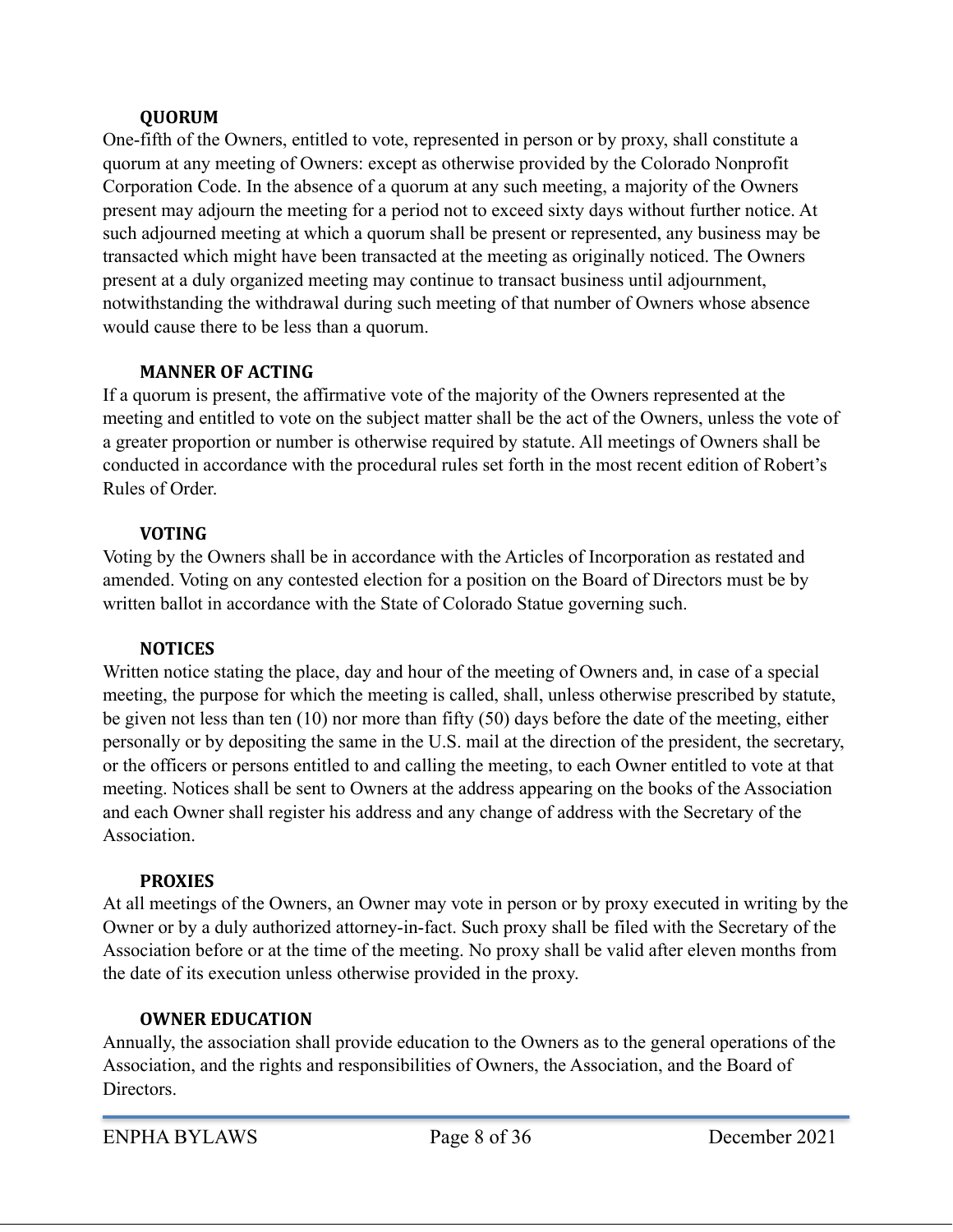### QUORUM

One-fifth of the Owners, entitled to vote, represented in person or by proxy, shall constitute a quorum at any meeting of Owners: except as otherwise provided by the Colorado Nonprofit Corporation Code. In the absence of a quorum at any such meeting, a majority of the Owners present may adjourn the meeting for a period not to exceed sixty days without further notice. At such adjourned meeting at which a quorum shall be present or represented, any business may be transacted which might have been transacted at the meeting as originally noticed. The Owners present at a duly organized meeting may continue to transact business until adjournment, notwithstanding the withdrawal during such meeting of that number of Owners whose absence would cause there to be less than a quorum.

### MANNER OF ACTING

If a quorum is present, the affirmative vote of the majority of the Owners represented at the meeting and entitled to vote on the subject matter shall be the act of the Owners, unless the vote of a greater proportion or number is otherwise required by statute. All meetings of Owners shall be conducted in accordance with the procedural rules set forth in the most recent edition of Robert's Rules of Order.

### VOTING

Voting by the Owners shall be in accordance with the Articles of Incorporation as restated and amended. Voting on any contested election for a position on the Board of Directors must be by written ballot in accordance with the State of Colorado Statue governing such.

### NOTICES

Written notice stating the place, day and hour of the meeting of Owners and, in case of a special meeting, the purpose for which the meeting is called, shall, unless otherwise prescribed by statute, be given not less than ten (10) nor more than fifty (50) days before the date of the meeting, either personally or by depositing the same in the U.S. mail at the direction of the president, the secretary, or the officers or persons entitled to and calling the meeting, to each Owner entitled to vote at that meeting. Notices shall be sent to Owners at the address appearing on the books of the Association and each Owner shall register his address and any change of address with the Secretary of the Association.

### PROXIES

At all meetings of the Owners, an Owner may vote in person or by proxy executed in writing by the Owner or by a duly authorized attorney-in-fact. Such proxy shall be filed with the Secretary of the Association before or at the time of the meeting. No proxy shall be valid after eleven months from the date of its execution unless otherwise provided in the proxy.

### OWNER EDUCATION

Annually, the association shall provide education to the Owners as to the general operations of the Association, and the rights and responsibilities of Owners, the Association, and the Board of Directors.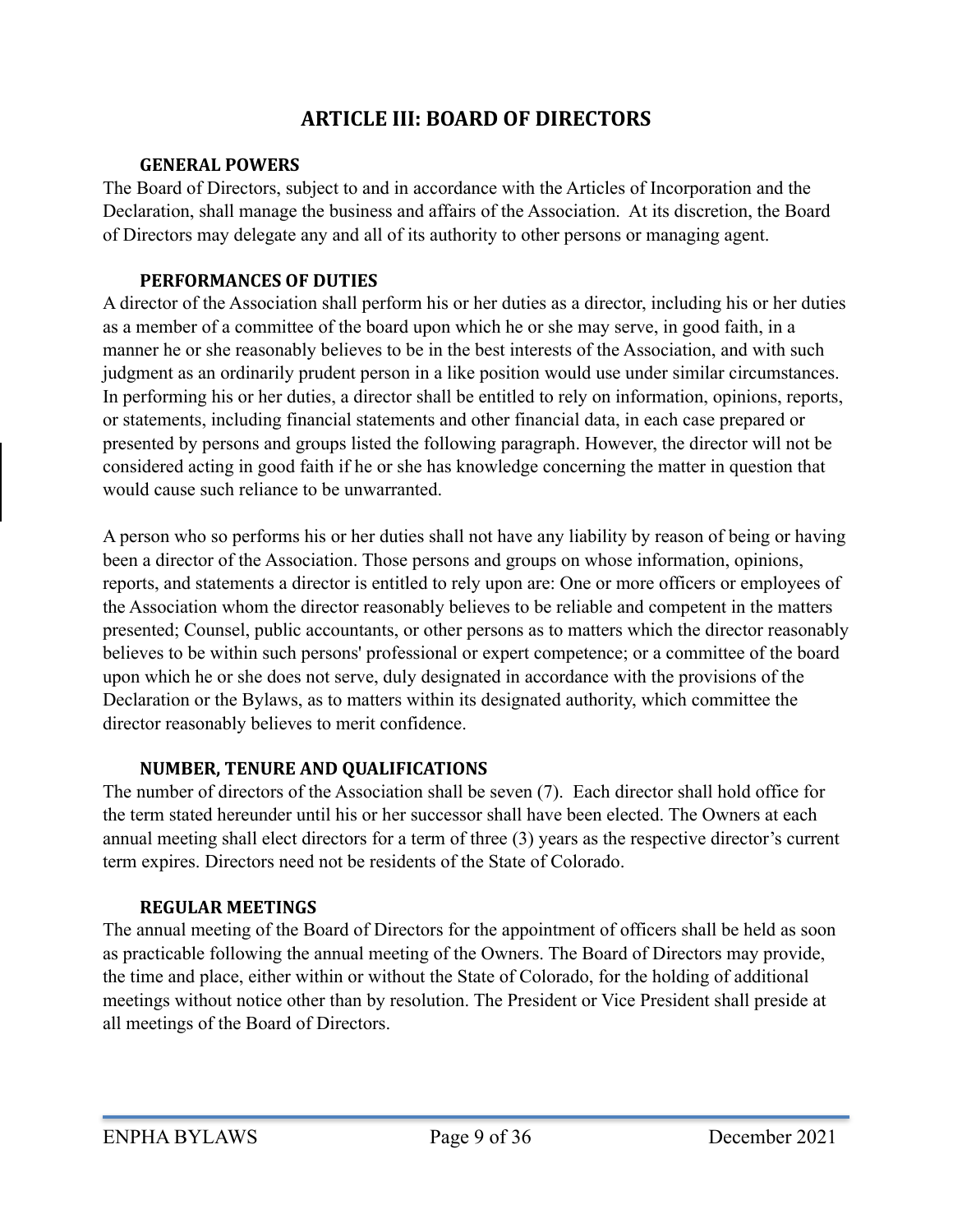# ARTICLE III: BOARD OF DIRECTORS

### GENERAL POWERS

The Board of Directors, subject to and in accordance with the Articles of Incorporation and the Declaration, shall manage the business and affairs of the Association. At its discretion, the Board of Directors may delegate any and all of its authority to other persons or managing agent.

### PERFORMANCES OF DUTIES

A director of the Association shall perform his or her duties as a director, including his or her duties as a member of a committee of the board upon which he or she may serve, in good faith, in a manner he or she reasonably believes to be in the best interests of the Association, and with such judgment as an ordinarily prudent person in a like position would use under similar circumstances. In performing his or her duties, a director shall be entitled to rely on information, opinions, reports, or statements, including financial statements and other financial data, in each case prepared or presented by persons and groups listed the following paragraph. However, the director will not be considered acting in good faith if he or she has knowledge concerning the matter in question that would cause such reliance to be unwarranted.

A person who so performs his or her duties shall not have any liability by reason of being or having been a director of the Association. Those persons and groups on whose information, opinions, reports, and statements a director is entitled to rely upon are: One or more officers or employees of the Association whom the director reasonably believes to be reliable and competent in the matters presented; Counsel, public accountants, or other persons as to matters which the director reasonably believes to be within such persons' professional or expert competence; or a committee of the board upon which he or she does not serve, duly designated in accordance with the provisions of the Declaration or the Bylaws, as to matters within its designated authority, which committee the director reasonably believes to merit confidence.

### NUMBER, TENURE AND QUALIFICATIONS

The number of directors of the Association shall be seven (7). Each director shall hold office for the term stated hereunder until his or her successor shall have been elected. The Owners at each annual meeting shall elect directors for a term of three (3) years as the respective director's current term expires. Directors need not be residents of the State of Colorado.

### REGULAR MEETINGS

The annual meeting of the Board of Directors for the appointment of officers shall be held as soon as practicable following the annual meeting of the Owners. The Board of Directors may provide, the time and place, either within or without the State of Colorado, for the holding of additional meetings without notice other than by resolution. The President or Vice President shall preside at all meetings of the Board of Directors.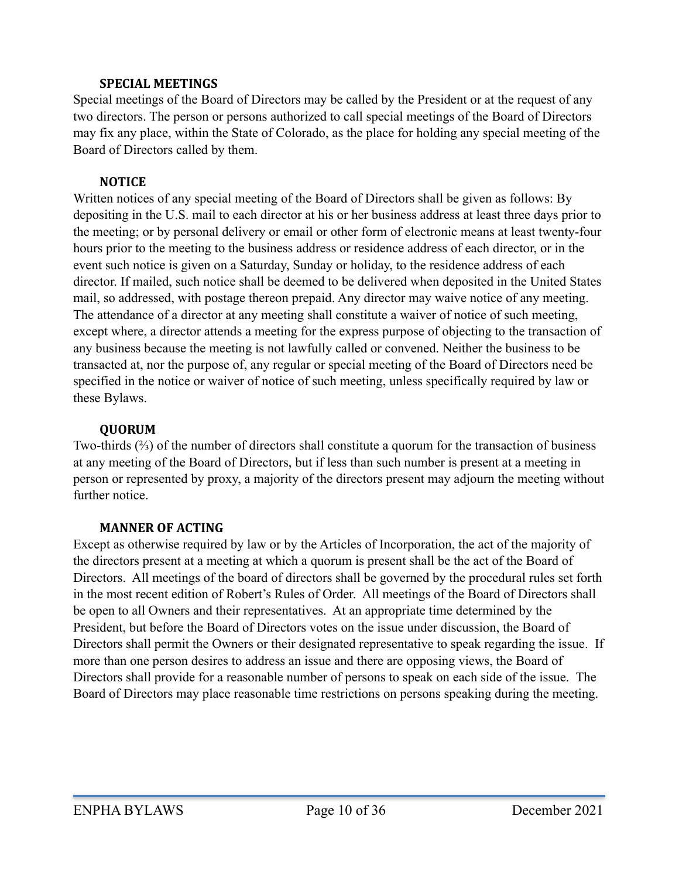### SPECIAL MEETINGS

Special meetings of the Board of Directors may be called by the President or at the request of any two directors. The person or persons authorized to call special meetings of the Board of Directors may fix any place, within the State of Colorado, as the place for holding any special meeting of the Board of Directors called by them.

### NOTICE

Written notices of any special meeting of the Board of Directors shall be given as follows: By depositing in the U.S. mail to each director at his or her business address at least three days prior to the meeting; or by personal delivery or email or other form of electronic means at least twenty-four hours prior to the meeting to the business address or residence address of each director, or in the event such notice is given on a Saturday, Sunday or holiday, to the residence address of each director. If mailed, such notice shall be deemed to be delivered when deposited in the United States mail, so addressed, with postage thereon prepaid. Any director may waive notice of any meeting. The attendance of a director at any meeting shall constitute a waiver of notice of such meeting, except where, a director attends a meeting for the express purpose of objecting to the transaction of any business because the meeting is not lawfully called or convened. Neither the business to be transacted at, nor the purpose of, any regular or special meeting of the Board of Directors need be specified in the notice or waiver of notice of such meeting, unless specifically required by law or these Bylaws.

### QUORUM

Two-thirds (⅔) of the number of directors shall constitute a quorum for the transaction of business at any meeting of the Board of Directors, but if less than such number is present at a meeting in person or represented by proxy, a majority of the directors present may adjourn the meeting without further notice.

### MANNER OF ACTING

Except as otherwise required by law or by the Articles of Incorporation, the act of the majority of the directors present at a meeting at which a quorum is present shall be the act of the Board of Directors. All meetings of the board of directors shall be governed by the procedural rules set forth in the most recent edition of Robert's Rules of Order. All meetings of the Board of Directors shall be open to all Owners and their representatives. At an appropriate time determined by the President, but before the Board of Directors votes on the issue under discussion, the Board of Directors shall permit the Owners or their designated representative to speak regarding the issue. If more than one person desires to address an issue and there are opposing views, the Board of Directors shall provide for a reasonable number of persons to speak on each side of the issue. The Board of Directors may place reasonable time restrictions on persons speaking during the meeting.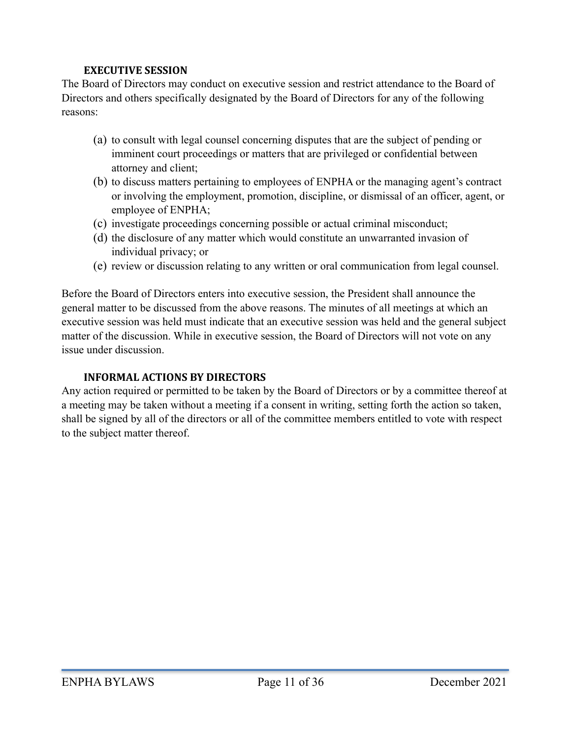### EXECUTIVE SESSION

The Board of Directors may conduct on executive session and restrict attendance to the Board of Directors and others specifically designated by the Board of Directors for any of the following reasons:

(a) to consult with legal counsel concerning disputes that are the subject of pending or imminent court proceedings or matters that are privileged or confidential between attorney and client;
(b) to discuss matters pertaining to employees of ENPHA or the managing agent's contract or involving the employment, promotion, discipline, or dismissal of an officer, agent, or employee of ENPHA;
(c) investigate proceedings concerning possible or actual criminal misconduct;
(d) the disclosure of any matter which would constitute an unwarranted invasion of individual privacy; or
(e) review or discussion relating to any written or oral communication from legal counsel.

Before the Board of Directors enters into executive session, the President shall announce the general matter to be discussed from the above reasons. The minutes of all meetings at which an executive session was held must indicate that an executive session was held and the general subject matter of the discussion. While in executive session, the Board of Directors will not vote on any issue under discussion.

### INFORMAL ACTIONS BY DIRECTORS

Any action required or permitted to be taken by the Board of Directors or by a committee thereof at a meeting may be taken without a meeting if a consent in writing, setting forth the action so taken, shall be signed by all of the directors or all of the committee members entitled to vote with respect to the subject matter thereof.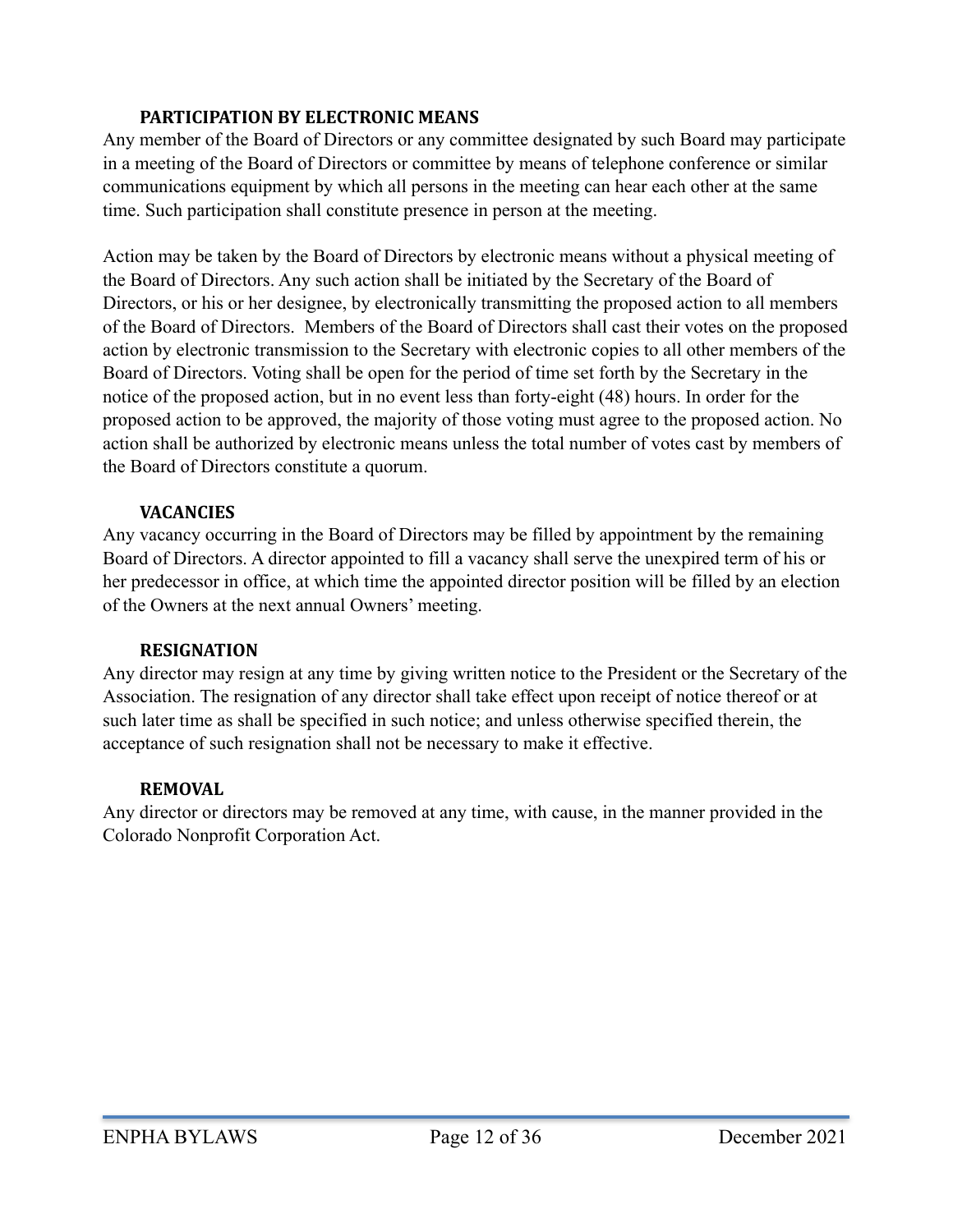### PARTICIPATION BY ELECTRONIC MEANS

Any member of the Board of Directors or any committee designated by such Board may participate in a meeting of the Board of Directors or committee by means of telephone conference or similar communications equipment by which all persons in the meeting can hear each other at the same time. Such participation shall constitute presence in person at the meeting.

Action may be taken by the Board of Directors by electronic means without a physical meeting of the Board of Directors. Any such action shall be initiated by the Secretary of the Board of Directors, or his or her designee, by electronically transmitting the proposed action to all members of the Board of Directors. Members of the Board of Directors shall cast their votes on the proposed action by electronic transmission to the Secretary with electronic copies to all other members of the Board of Directors. Voting shall be open for the period of time set forth by the Secretary in the notice of the proposed action, but in no event less than forty-eight (48) hours. In order for the proposed action to be approved, the majority of those voting must agree to the proposed action. No action shall be authorized by electronic means unless the total number of votes cast by members of the Board of Directors constitute a quorum.

### VACANCIES

Any vacancy occurring in the Board of Directors may be filled by appointment by the remaining Board of Directors. A director appointed to fill a vacancy shall serve the unexpired term of his or her predecessor in office, at which time the appointed director position will be filled by an election of the Owners at the next annual Owners' meeting.

### RESIGNATION

Any director may resign at any time by giving written notice to the President or the Secretary of the Association. The resignation of any director shall take effect upon receipt of notice thereof or at such later time as shall be specified in such notice; and unless otherwise specified therein, the acceptance of such resignation shall not be necessary to make it effective.

### REMOVAL

Any director or directors may be removed at any time, with cause, in the manner provided in the Colorado Nonprofit Corporation Act.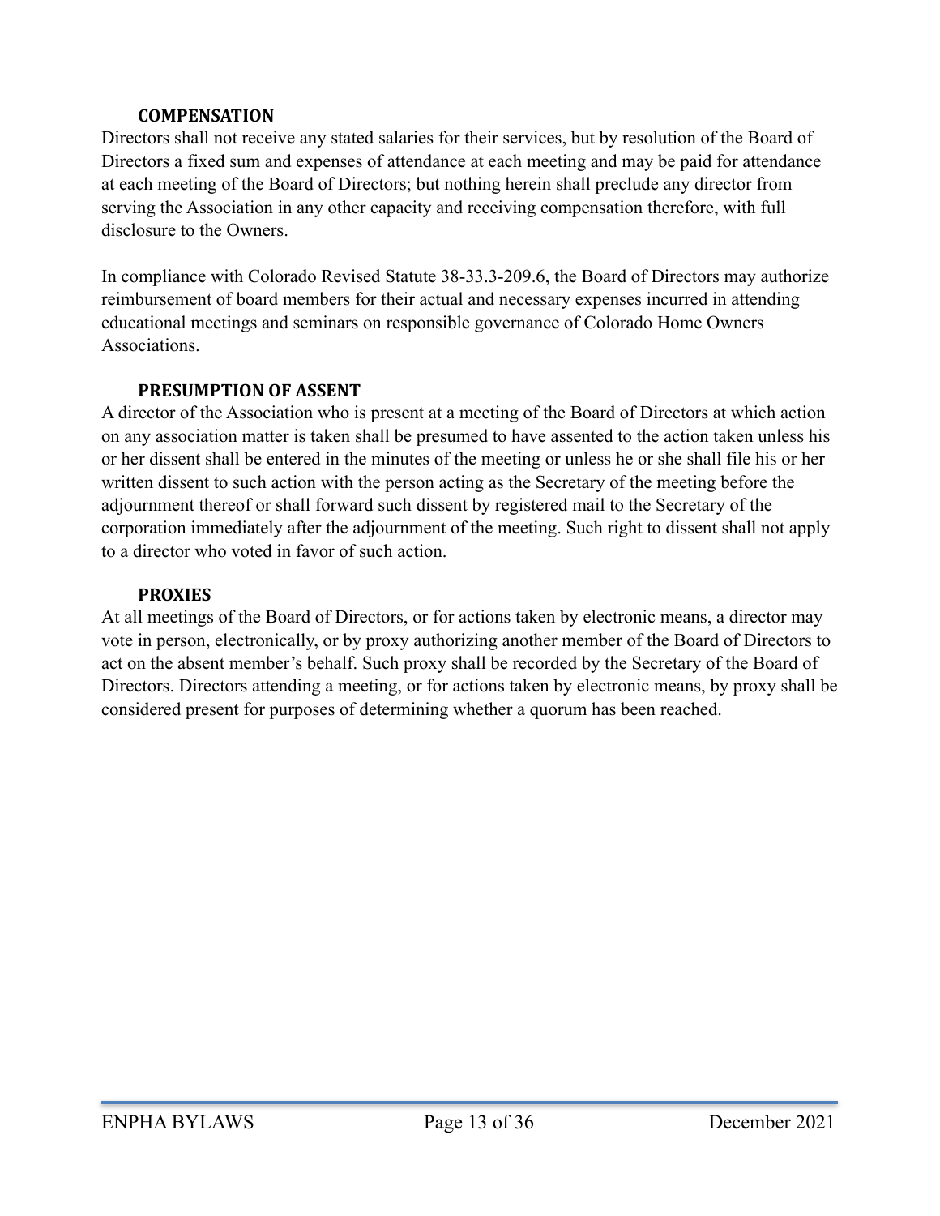### COMPENSATION

Directors shall not receive any stated salaries for their services, but by resolution of the Board of Directors a fixed sum and expenses of attendance at each meeting and may be paid for attendance at each meeting of the Board of Directors; but nothing herein shall preclude any director from serving the Association in any other capacity and receiving compensation therefore, with full disclosure to the Owners.

In compliance with Colorado Revised Statute 38-33.3-209.6, the Board of Directors may authorize reimbursement of board members for their actual and necessary expenses incurred in attending educational meetings and seminars on responsible governance of Colorado Home Owners Associations.

### PRESUMPTION OF ASSENT

A director of the Association who is present at a meeting of the Board of Directors at which action on any association matter is taken shall be presumed to have assented to the action taken unless his or her dissent shall be entered in the minutes of the meeting or unless he or she shall file his or her written dissent to such action with the person acting as the Secretary of the meeting before the adjournment thereof or shall forward such dissent by registered mail to the Secretary of the corporation immediately after the adjournment of the meeting. Such right to dissent shall not apply to a director who voted in favor of such action.

### PROXIES

At all meetings of the Board of Directors, or for actions taken by electronic means, a director may vote in person, electronically, or by proxy authorizing another member of the Board of Directors to act on the absent member's behalf. Such proxy shall be recorded by the Secretary of the Board of Directors. Directors attending a meeting, or for actions taken by electronic means, by proxy shall be considered present for purposes of determining whether a quorum has been reached.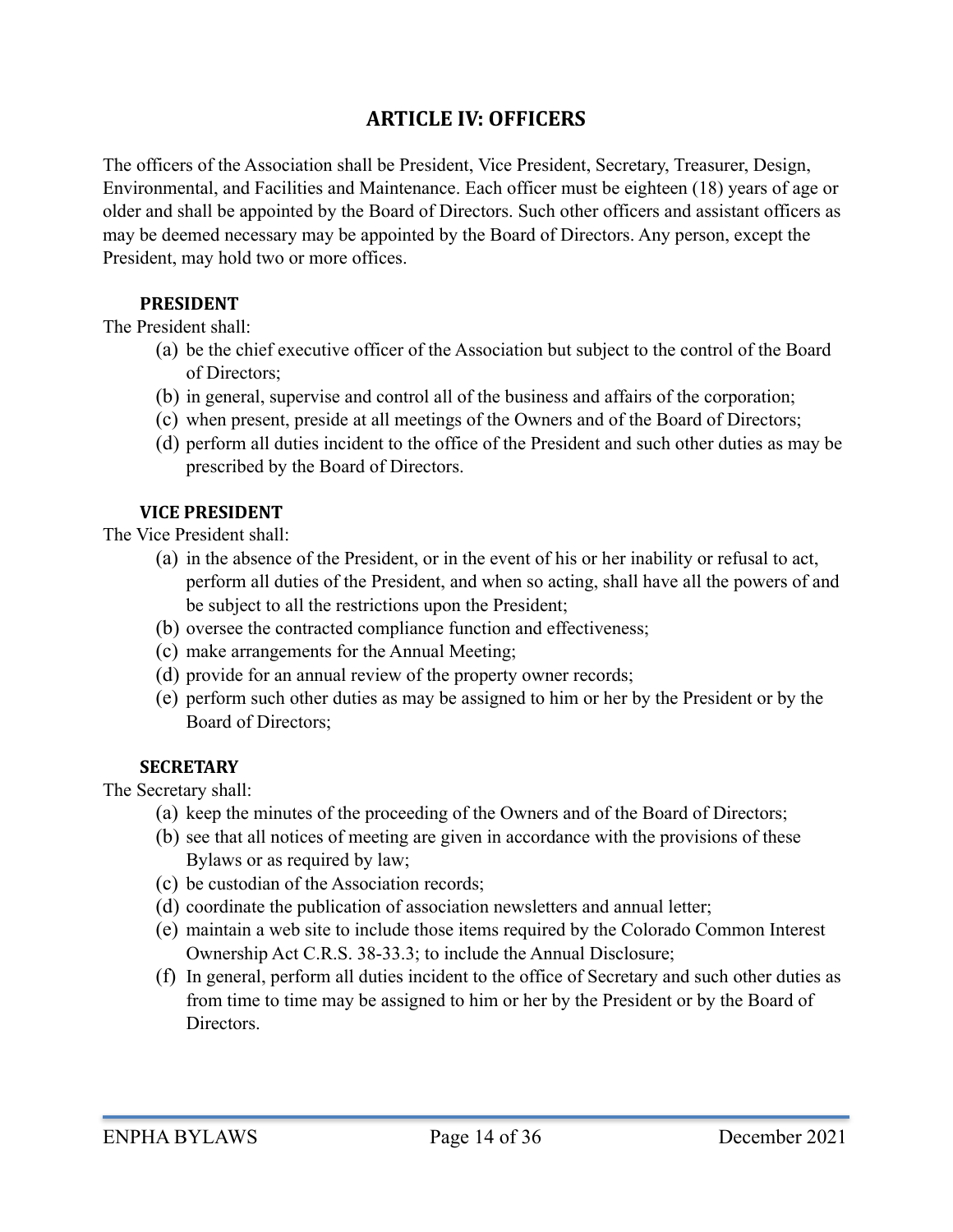## ARTICLE IV: OFFICERS

The officers of the Association shall be President, Vice President, Secretary, Treasurer, Design, Environmental, and Facilities and Maintenance. Each officer must be eighteen (18) years of age or older and shall be appointed by the Board of Directors. Such other officers and assistant officers as may be deemed necessary may be appointed by the Board of Directors. Any person, except the President, may hold two or more offices.

### PRESIDENT

The President shall:

(a) be the chief executive officer of the Association but subject to the control of the Board of Directors;
(b) in general, supervise and control all of the business and affairs of the corporation;
(c) when present, preside at all meetings of the Owners and of the Board of Directors;
(d) perform all duties incident to the office of the President and such other duties as may be prescribed by the Board of Directors.

### VICE PRESIDENT

The Vice President shall:

(a) in the absence of the President, or in the event of his or her inability or refusal to act, perform all duties of the President, and when so acting, shall have all the powers of and be subject to all the restrictions upon the President;
(b) oversee the contracted compliance function and effectiveness;
(c) make arrangements for the Annual Meeting;
(d) provide for an annual review of the property owner records;
(e) perform such other duties as may be assigned to him or her by the President or by the Board of Directors;

### SECRETARY

The Secretary shall:

(a) keep the minutes of the proceeding of the Owners and of the Board of Directors;
(b) see that all notices of meeting are given in accordance with the provisions of these Bylaws or as required by law;
(c) be custodian of the Association records;
(d) coordinate the publication of association newsletters and annual letter;
(e) maintain a web site to include those items required by the Colorado Common Interest Ownership Act C.R.S. 38-33.3; to include the Annual Disclosure;
(f) In general, perform all duties incident to the office of Secretary and such other duties as from time to time may be assigned to him or her by the President or by the Board of Directors.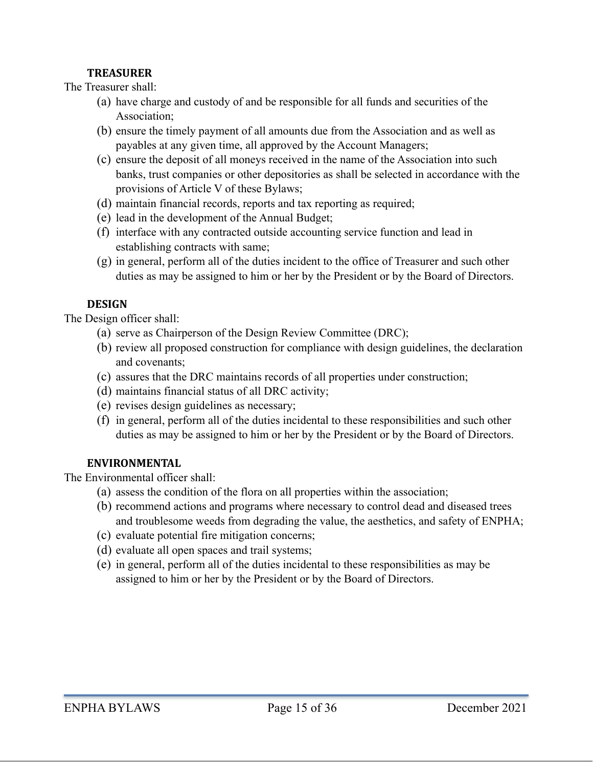### TREASURER

The Treasurer shall:

(a) have charge and custody of and be responsible for all funds and securities of the Association;
(b) ensure the timely payment of all amounts due from the Association and as well as payables at any given time, all approved by the Account Managers;
(c) ensure the deposit of all moneys received in the name of the Association into such banks, trust companies or other depositories as shall be selected in accordance with the provisions of Article V of these Bylaws;
(d) maintain financial records, reports and tax reporting as required;
(e) lead in the development of the Annual Budget;
(f) interface with any contracted outside accounting service function and lead in establishing contracts with same;
(g) in general, perform all of the duties incident to the office of Treasurer and such other duties as may be assigned to him or her by the President or by the Board of Directors.

### DESIGN

The Design officer shall:

(a) serve as Chairperson of the Design Review Committee (DRC);
(b) review all proposed construction for compliance with design guidelines, the declaration and covenants;
(c) assures that the DRC maintains records of all properties under construction;
(d) maintains financial status of all DRC activity;
(e) revises design guidelines as necessary;
(f) in general, perform all of the duties incidental to these responsibilities and such other duties as may be assigned to him or her by the President or by the Board of Directors.

### ENVIRONMENTAL

The Environmental officer shall:

(a) assess the condition of the flora on all properties within the association;
(b) recommend actions and programs where necessary to control dead and diseased trees and troublesome weeds from degrading the value, the aesthetics, and safety of ENPHA;
(c) evaluate potential fire mitigation concerns;
(d) evaluate all open spaces and trail systems;
(e) in general, perform all of the duties incidental to these responsibilities as may be assigned to him or her by the President or by the Board of Directors.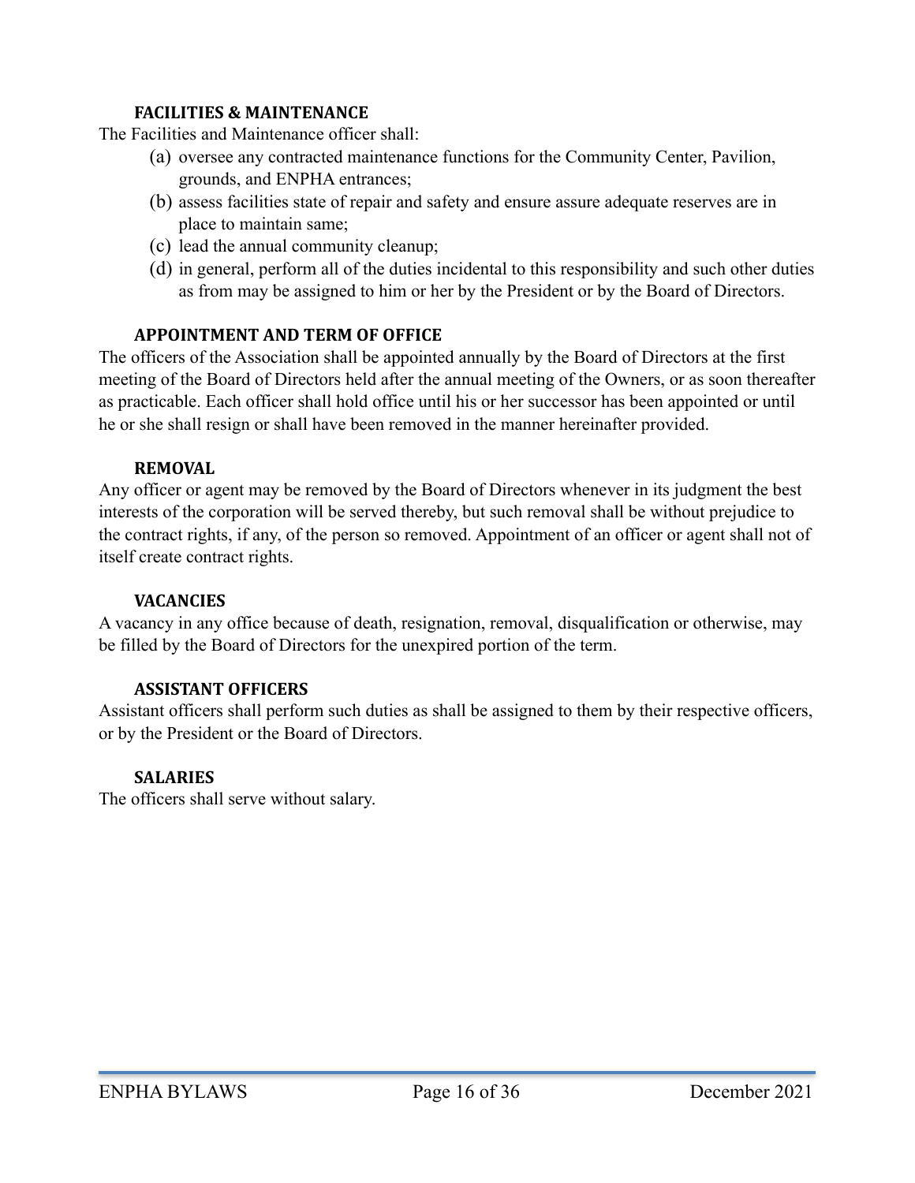### FACILITIES & MAINTENANCE

The Facilities and Maintenance officer shall:

(a) oversee any contracted maintenance functions for the Community Center, Pavilion, grounds, and ENPHA entrances;

(b) assess facilities state of repair and safety and ensure assure adequate reserves are in place to maintain same;

(c) lead the annual community cleanup;

(d) in general, perform all of the duties incidental to this responsibility and such other duties as from may be assigned to him or her by the President or by the Board of Directors.

### APPOINTMENT AND TERM OF OFFICE

The officers of the Association shall be appointed annually by the Board of Directors at the first meeting of the Board of Directors held after the annual meeting of the Owners, or as soon thereafter as practicable. Each officer shall hold office until his or her successor has been appointed or until he or she shall resign or shall have been removed in the manner hereinafter provided.

### REMOVAL

Any officer or agent may be removed by the Board of Directors whenever in its judgment the best interests of the corporation will be served thereby, but such removal shall be without prejudice to the contract rights, if any, of the person so removed. Appointment of an officer or agent shall not of itself create contract rights.

### VACANCIES

A vacancy in any office because of death, resignation, removal, disqualification or otherwise, may be filled by the Board of Directors for the unexpired portion of the term.

### ASSISTANT OFFICERS

Assistant officers shall perform such duties as shall be assigned to them by their respective officers, or by the President or the Board of Directors.

### SALARIES

The officers shall serve without salary.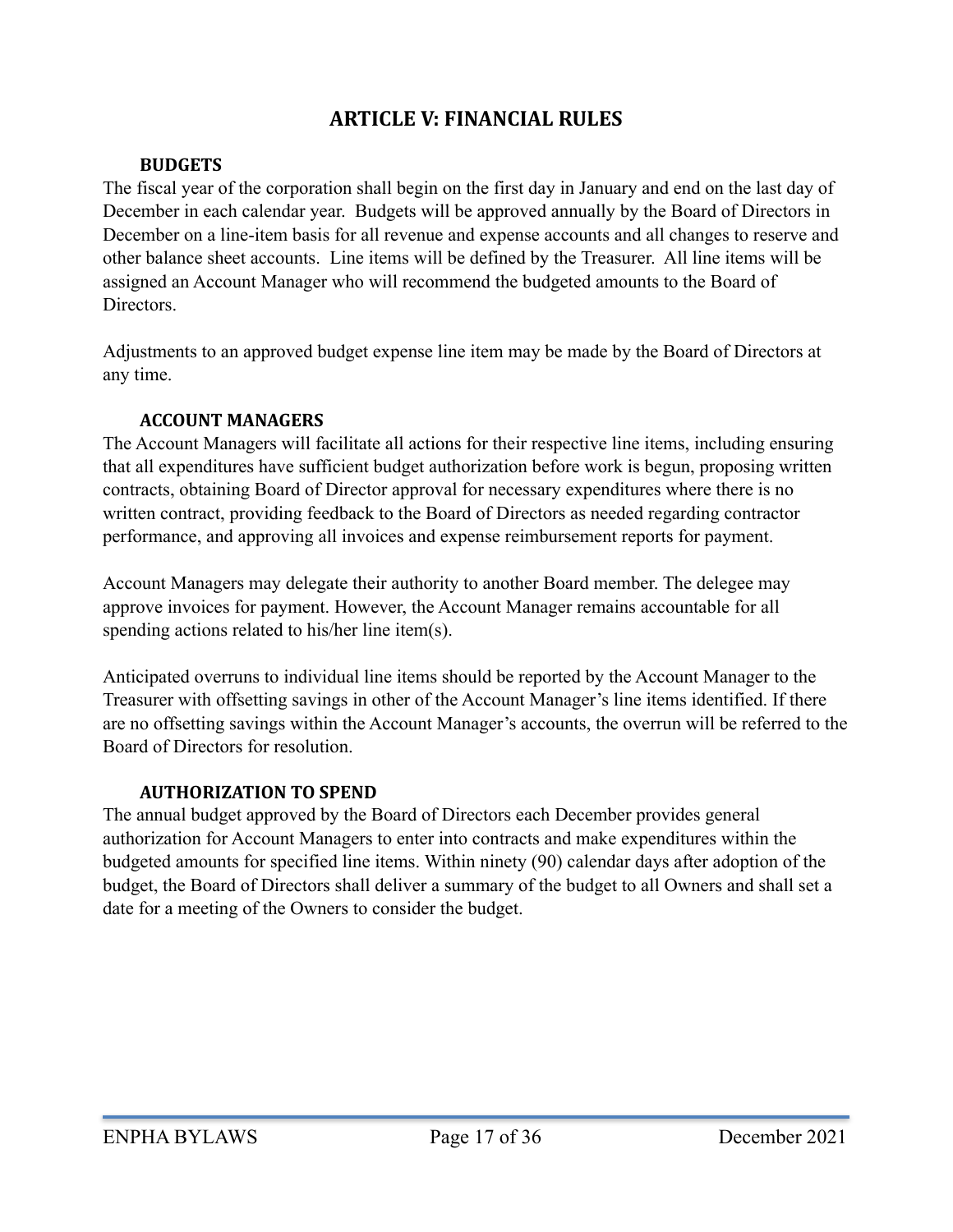# ARTICLE V: FINANCIAL RULES

## BUDGETS

The fiscal year of the corporation shall begin on the first day in January and end on the last day of December in each calendar year. Budgets will be approved annually by the Board of Directors in December on a line-item basis for all revenue and expense accounts and all changes to reserve and other balance sheet accounts. Line items will be defined by the Treasurer. All line items will be assigned an Account Manager who will recommend the budgeted amounts to the Board of Directors.

Adjustments to an approved budget expense line item may be made by the Board of Directors at any time.

## ACCOUNT MANAGERS

The Account Managers will facilitate all actions for their respective line items, including ensuring that all expenditures have sufficient budget authorization before work is begun, proposing written contracts, obtaining Board of Director approval for necessary expenditures where there is no written contract, providing feedback to the Board of Directors as needed regarding contractor performance, and approving all invoices and expense reimbursement reports for payment.

Account Managers may delegate their authority to another Board member. The delegee may approve invoices for payment. However, the Account Manager remains accountable for all spending actions related to his/her line item(s).

Anticipated overruns to individual line items should be reported by the Account Manager to the Treasurer with offsetting savings in other of the Account Manager's line items identified. If there are no offsetting savings within the Account Manager's accounts, the overrun will be referred to the Board of Directors for resolution.

## AUTHORIZATION TO SPEND

The annual budget approved by the Board of Directors each December provides general authorization for Account Managers to enter into contracts and make expenditures within the budgeted amounts for specified line items. Within ninety (90) calendar days after adoption of the budget, the Board of Directors shall deliver a summary of the budget to all Owners and shall set a date for a meeting of the Owners to consider the budget.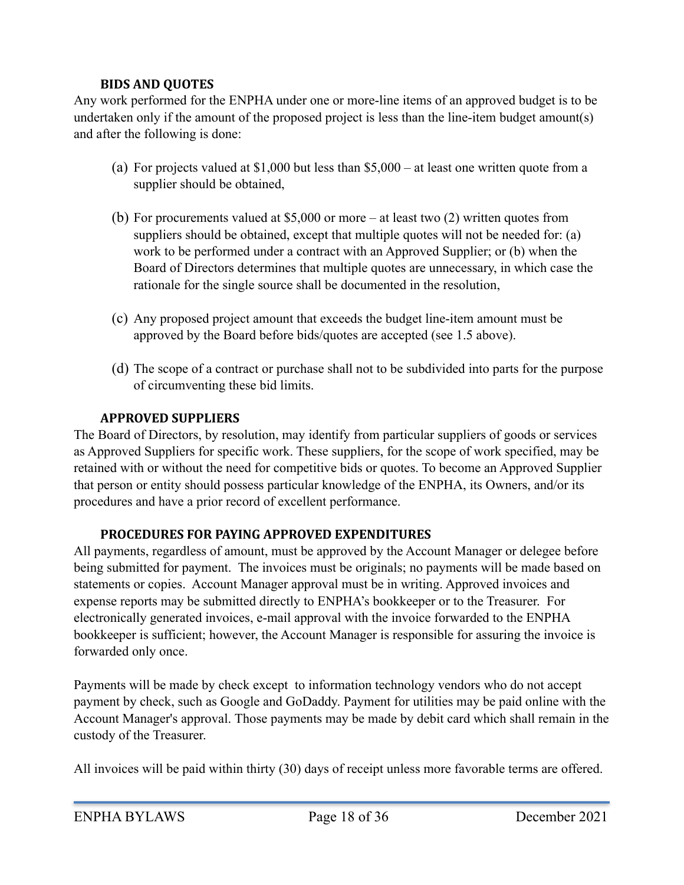### BIDS AND QUOTES

Any work performed for the ENPHA under one or more-line items of an approved budget is to be undertaken only if the amount of the proposed project is less than the line-item budget amount(s) and after the following is done:

(a) For projects valued at $1,000 but less than $5,000 – at least one written quote from a supplier should be obtained,

(b) For procurements valued at $5,000 or more – at least two (2) written quotes from suppliers should be obtained, except that multiple quotes will not be needed for: (a) work to be performed under a contract with an Approved Supplier; or (b) when the Board of Directors determines that multiple quotes are unnecessary, in which case the rationale for the single source shall be documented in the resolution,

(c) Any proposed project amount that exceeds the budget line-item amount must be approved by the Board before bids/quotes are accepted (see 1.5 above).

(d) The scope of a contract or purchase shall not to be subdivided into parts for the purpose of circumventing these bid limits.

### APPROVED SUPPLIERS

The Board of Directors, by resolution, may identify from particular suppliers of goods or services as Approved Suppliers for specific work. These suppliers, for the scope of work specified, may be retained with or without the need for competitive bids or quotes. To become an Approved Supplier that person or entity should possess particular knowledge of the ENPHA, its Owners, and/or its procedures and have a prior record of excellent performance.

### PROCEDURES FOR PAYING APPROVED EXPENDITURES

All payments, regardless of amount, must be approved by the Account Manager or delegee before being submitted for payment. The invoices must be originals; no payments will be made based on statements or copies. Account Manager approval must be in writing. Approved invoices and expense reports may be submitted directly to ENPHA's bookkeeper or to the Treasurer. For electronically generated invoices, e-mail approval with the invoice forwarded to the ENPHA bookkeeper is sufficient; however, the Account Manager is responsible for assuring the invoice is forwarded only once.

Payments will be made by check except to information technology vendors who do not accept payment by check, such as Google and GoDaddy. Payment for utilities may be paid online with the Account Manager's approval. Those payments may be made by debit card which shall remain in the custody of the Treasurer.

All invoices will be paid within thirty (30) days of receipt unless more favorable terms are offered.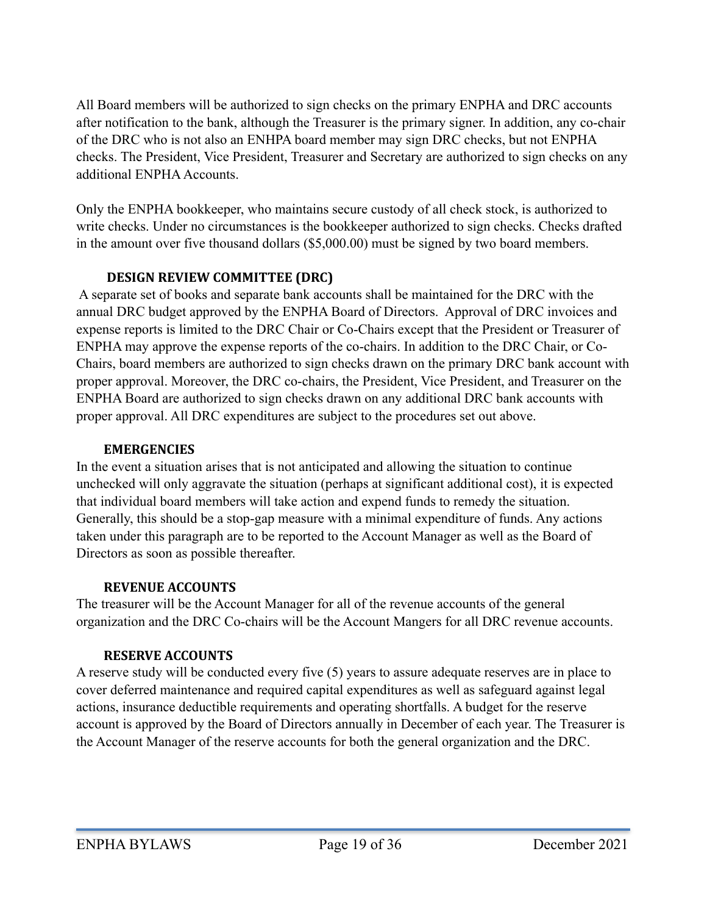All Board members will be authorized to sign checks on the primary ENPHA and DRC accounts after notification to the bank, although the Treasurer is the primary signer. In addition, any co-chair of the DRC who is not also an ENHPA board member may sign DRC checks, but not ENPHA checks. The President, Vice President, Treasurer and Secretary are authorized to sign checks on any additional ENPHA Accounts.

Only the ENPHA bookkeeper, who maintains secure custody of all check stock, is authorized to write checks. Under no circumstances is the bookkeeper authorized to sign checks. Checks drafted in the amount over five thousand dollars ($5,000.00) must be signed by two board members.

### DESIGN REVIEW COMMITTEE (DRC)

A separate set of books and separate bank accounts shall be maintained for the DRC with the annual DRC budget approved by the ENPHA Board of Directors. Approval of DRC invoices and expense reports is limited to the DRC Chair or Co-Chairs except that the President or Treasurer of ENPHA may approve the expense reports of the co-chairs. In addition to the DRC Chair, or Co-Chairs, board members are authorized to sign checks drawn on the primary DRC bank account with proper approval. Moreover, the DRC co-chairs, the President, Vice President, and Treasurer on the ENPHA Board are authorized to sign checks drawn on any additional DRC bank accounts with proper approval. All DRC expenditures are subject to the procedures set out above.

### EMERGENCIES

In the event a situation arises that is not anticipated and allowing the situation to continue unchecked will only aggravate the situation (perhaps at significant additional cost), it is expected that individual board members will take action and expend funds to remedy the situation. Generally, this should be a stop-gap measure with a minimal expenditure of funds. Any actions taken under this paragraph are to be reported to the Account Manager as well as the Board of Directors as soon as possible thereafter.

### REVENUE ACCOUNTS

The treasurer will be the Account Manager for all of the revenue accounts of the general organization and the DRC Co-chairs will be the Account Mangers for all DRC revenue accounts.

### RESERVE ACCOUNTS

A reserve study will be conducted every five (5) years to assure adequate reserves are in place to cover deferred maintenance and required capital expenditures as well as safeguard against legal actions, insurance deductible requirements and operating shortfalls. A budget for the reserve account is approved by the Board of Directors annually in December of each year. The Treasurer is the Account Manager of the reserve accounts for both the general organization and the DRC.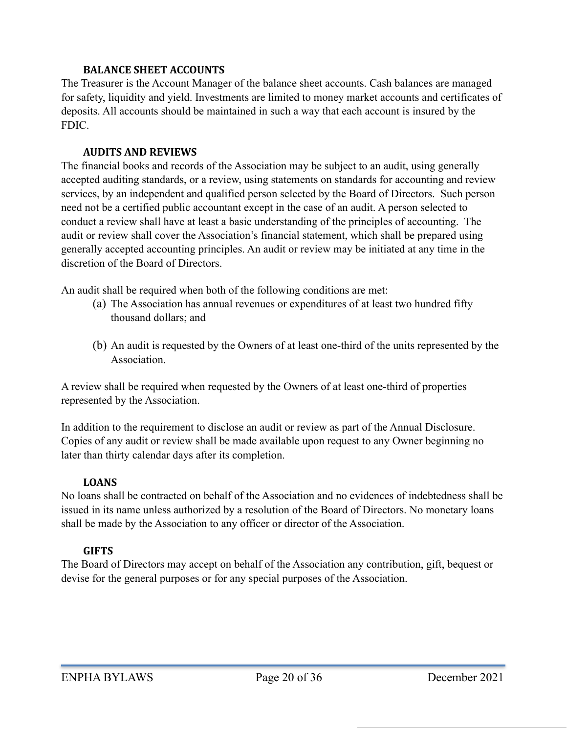### BALANCE SHEET ACCOUNTS

The Treasurer is the Account Manager of the balance sheet accounts. Cash balances are managed for safety, liquidity and yield. Investments are limited to money market accounts and certificates of deposits. All accounts should be maintained in such a way that each account is insured by the FDIC.

### AUDITS AND REVIEWS

The financial books and records of the Association may be subject to an audit, using generally accepted auditing standards, or a review, using statements on standards for accounting and review services, by an independent and qualified person selected by the Board of Directors. Such person need not be a certified public accountant except in the case of an audit. A person selected to conduct a review shall have at least a basic understanding of the principles of accounting. The audit or review shall cover the Association's financial statement, which shall be prepared using generally accepted accounting principles. An audit or review may be initiated at any time in the discretion of the Board of Directors.

An audit shall be required when both of the following conditions are met:

(a) The Association has annual revenues or expenditures of at least two hundred fifty thousand dollars; and

(b) An audit is requested by the Owners of at least one-third of the units represented by the Association.

A review shall be required when requested by the Owners of at least one-third of properties represented by the Association.

In addition to the requirement to disclose an audit or review as part of the Annual Disclosure. Copies of any audit or review shall be made available upon request to any Owner beginning no later than thirty calendar days after its completion.

### LOANS

No loans shall be contracted on behalf of the Association and no evidences of indebtedness shall be issued in its name unless authorized by a resolution of the Board of Directors. No monetary loans shall be made by the Association to any officer or director of the Association.

### GIFTS

The Board of Directors may accept on behalf of the Association any contribution, gift, bequest or devise for the general purposes or for any special purposes of the Association.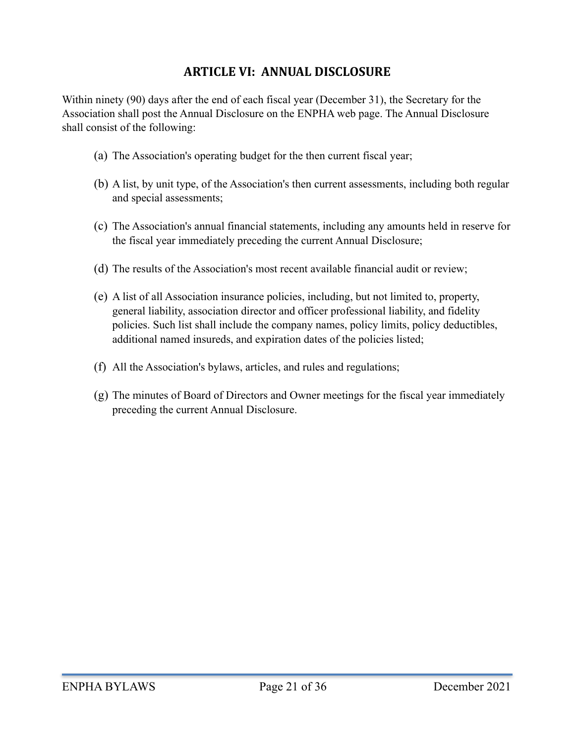## ARTICLE VI: ANNUAL DISCLOSURE

Within ninety (90) days after the end of each fiscal year (December 31), the Secretary for the Association shall post the Annual Disclosure on the ENPHA web page. The Annual Disclosure shall consist of the following:

(a) The Association's operating budget for the then current fiscal year;

(b) A list, by unit type, of the Association's then current assessments, including both regular and special assessments;

(c) The Association's annual financial statements, including any amounts held in reserve for the fiscal year immediately preceding the current Annual Disclosure;

(d) The results of the Association's most recent available financial audit or review;

(e) A list of all Association insurance policies, including, but not limited to, property, general liability, association director and officer professional liability, and fidelity policies. Such list shall include the company names, policy limits, policy deductibles, additional named insureds, and expiration dates of the policies listed;

(f) All the Association's bylaws, articles, and rules and regulations;

(g) The minutes of Board of Directors and Owner meetings for the fiscal year immediately preceding the current Annual Disclosure.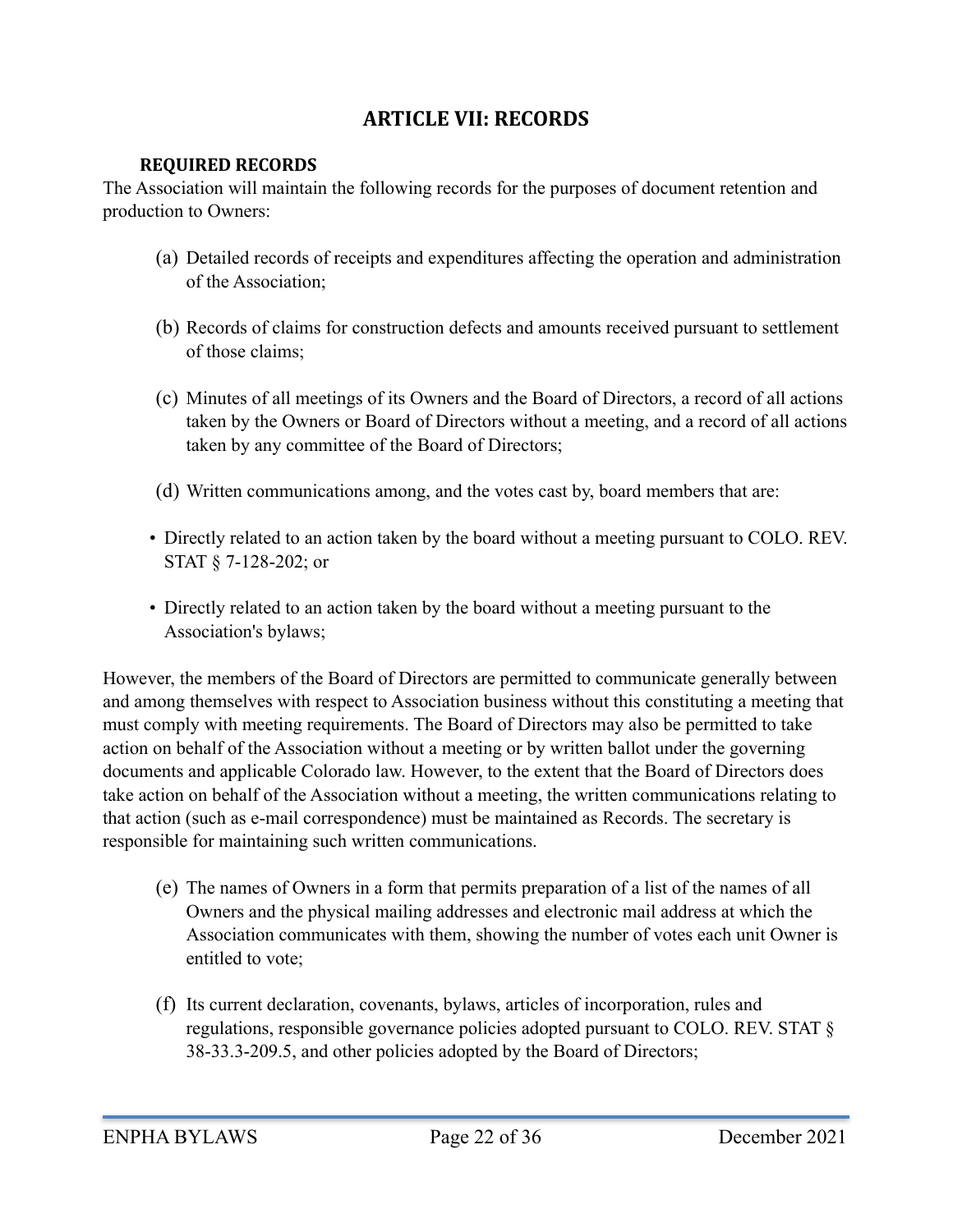## ARTICLE VII: RECORDS

### REQUIRED RECORDS

The Association will maintain the following records for the purposes of document retention and production to Owners:

(a) Detailed records of receipts and expenditures affecting the operation and administration of the Association;

(b) Records of claims for construction defects and amounts received pursuant to settlement of those claims;

(c) Minutes of all meetings of its Owners and the Board of Directors, a record of all actions taken by the Owners or Board of Directors without a meeting, and a record of all actions taken by any committee of the Board of Directors;

(d) Written communications among, and the votes cast by, board members that are:

- Directly related to an action taken by the board without a meeting pursuant to COLO. REV. STAT § 7-128-202; or
- Directly related to an action taken by the board without a meeting pursuant to the Association's bylaws;

However, the members of the Board of Directors are permitted to communicate generally between and among themselves with respect to Association business without this constituting a meeting that must comply with meeting requirements. The Board of Directors may also be permitted to take action on behalf of the Association without a meeting or by written ballot under the governing documents and applicable Colorado law. However, to the extent that the Board of Directors does take action on behalf of the Association without a meeting, the written communications relating to that action (such as e-mail correspondence) must be maintained as Records. The secretary is responsible for maintaining such written communications.

(e) The names of Owners in a form that permits preparation of a list of the names of all Owners and the physical mailing addresses and electronic mail address at which the Association communicates with them, showing the number of votes each unit Owner is entitled to vote;

(f) Its current declaration, covenants, bylaws, articles of incorporation, rules and regulations, responsible governance policies adopted pursuant to COLO. REV. STAT § 38-33.3-209.5, and other policies adopted by the Board of Directors;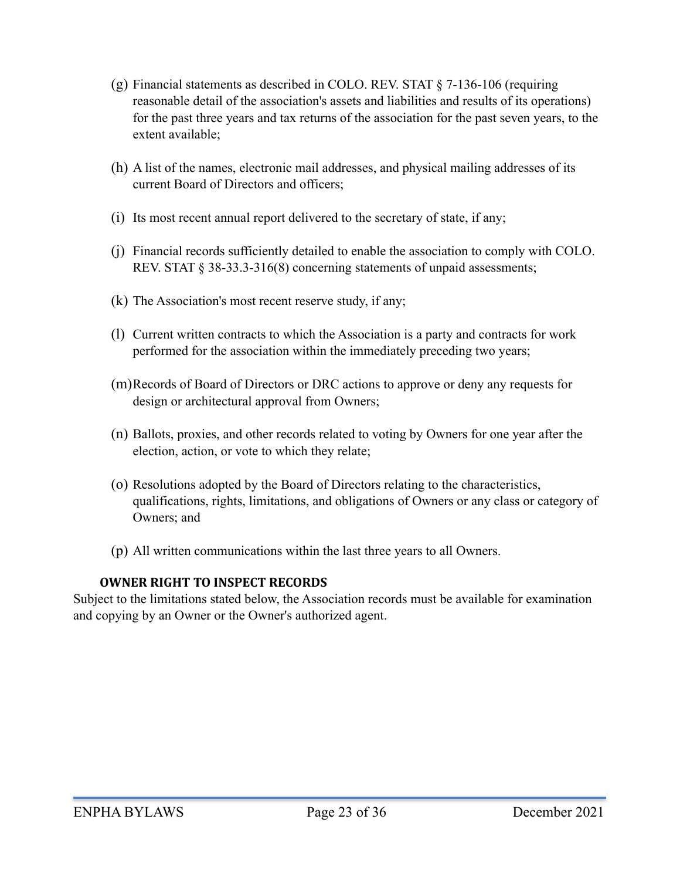(g) Financial statements as described in COLO. REV. STAT § 7-136-106 (requiring reasonable detail of the association's assets and liabilities and results of its operations) for the past three years and tax returns of the association for the past seven years, to the extent available;

(h) A list of the names, electronic mail addresses, and physical mailing addresses of its current Board of Directors and officers;

(i) Its most recent annual report delivered to the secretary of state, if any;

(j) Financial records sufficiently detailed to enable the association to comply with COLO. REV. STAT § 38-33.3-316(8) concerning statements of unpaid assessments;

(k) The Association's most recent reserve study, if any;

(l) Current written contracts to which the Association is a party and contracts for work performed for the association within the immediately preceding two years;

(m) Records of Board of Directors or DRC actions to approve or deny any requests for design or architectural approval from Owners;

(n) Ballots, proxies, and other records related to voting by Owners for one year after the election, action, or vote to which they relate;

(o) Resolutions adopted by the Board of Directors relating to the characteristics, qualifications, rights, limitations, and obligations of Owners or any class or category of Owners; and

(p) All written communications within the last three years to all Owners.

### OWNER RIGHT TO INSPECT RECORDS

Subject to the limitations stated below, the Association records must be available for examination and copying by an Owner or the Owner's authorized agent.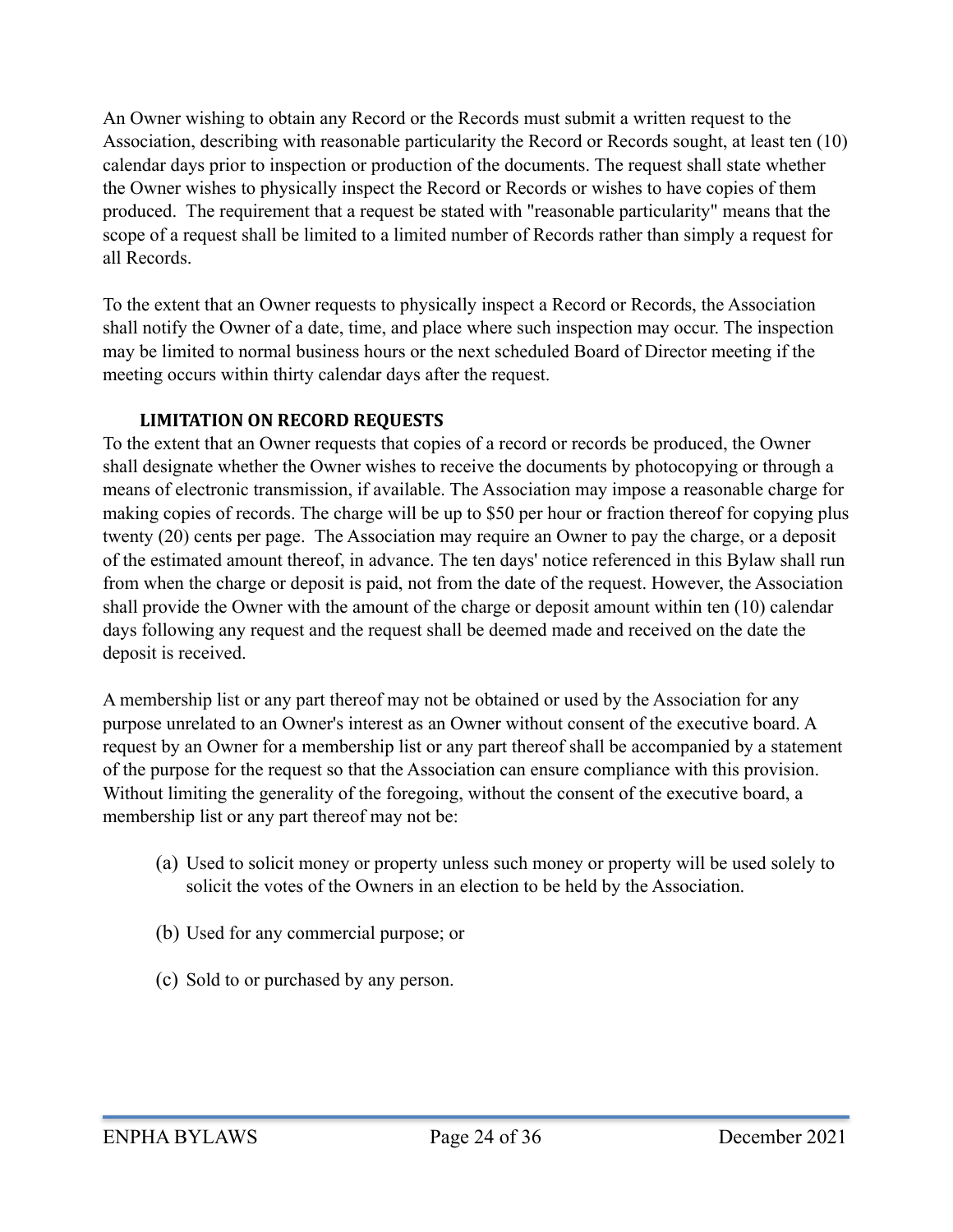An Owner wishing to obtain any Record or the Records must submit a written request to the Association, describing with reasonable particularity the Record or Records sought, at least ten (10) calendar days prior to inspection or production of the documents. The request shall state whether the Owner wishes to physically inspect the Record or Records or wishes to have copies of them produced. The requirement that a request be stated with "reasonable particularity" means that the scope of a request shall be limited to a limited number of Records rather than simply a request for all Records.

To the extent that an Owner requests to physically inspect a Record or Records, the Association shall notify the Owner of a date, time, and place where such inspection may occur. The inspection may be limited to normal business hours or the next scheduled Board of Director meeting if the meeting occurs within thirty calendar days after the request.

### LIMITATION ON RECORD REQUESTS

To the extent that an Owner requests that copies of a record or records be produced, the Owner shall designate whether the Owner wishes to receive the documents by photocopying or through a means of electronic transmission, if available. The Association may impose a reasonable charge for making copies of records. The charge will be up to $50 per hour or fraction thereof for copying plus twenty (20) cents per page. The Association may require an Owner to pay the charge, or a deposit of the estimated amount thereof, in advance. The ten days' notice referenced in this Bylaw shall run from when the charge or deposit is paid, not from the date of the request. However, the Association shall provide the Owner with the amount of the charge or deposit amount within ten (10) calendar days following any request and the request shall be deemed made and received on the date the deposit is received.

A membership list or any part thereof may not be obtained or used by the Association for any purpose unrelated to an Owner's interest as an Owner without consent of the executive board. A request by an Owner for a membership list or any part thereof shall be accompanied by a statement of the purpose for the request so that the Association can ensure compliance with this provision. Without limiting the generality of the foregoing, without the consent of the executive board, a membership list or any part thereof may not be:

(a) Used to solicit money or property unless such money or property will be used solely to solicit the votes of the Owners in an election to be held by the Association.

(b) Used for any commercial purpose; or

(c) Sold to or purchased by any person.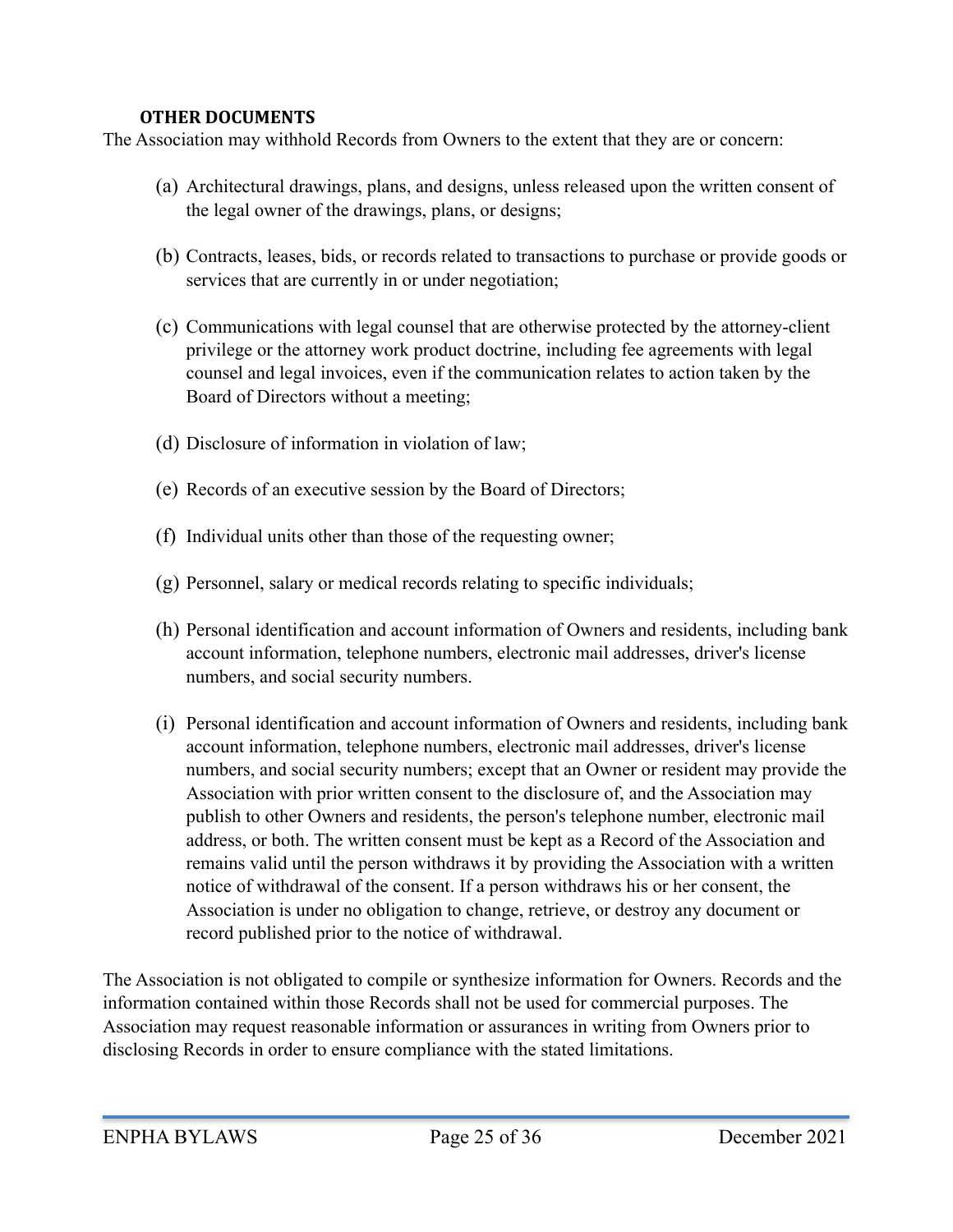### OTHER DOCUMENTS

The Association may withhold Records from Owners to the extent that they are or concern:

(a) Architectural drawings, plans, and designs, unless released upon the written consent of the legal owner of the drawings, plans, or designs;

(b) Contracts, leases, bids, or records related to transactions to purchase or provide goods or services that are currently in or under negotiation;

(c) Communications with legal counsel that are otherwise protected by the attorney-client privilege or the attorney work product doctrine, including fee agreements with legal counsel and legal invoices, even if the communication relates to action taken by the Board of Directors without a meeting;

(d) Disclosure of information in violation of law;

(e) Records of an executive session by the Board of Directors;

(f) Individual units other than those of the requesting owner;

(g) Personnel, salary or medical records relating to specific individuals;

(h) Personal identification and account information of Owners and residents, including bank account information, telephone numbers, electronic mail addresses, driver's license numbers, and social security numbers.

(i) Personal identification and account information of Owners and residents, including bank account information, telephone numbers, electronic mail addresses, driver's license numbers, and social security numbers; except that an Owner or resident may provide the Association with prior written consent to the disclosure of, and the Association may publish to other Owners and residents, the person's telephone number, electronic mail address, or both. The written consent must be kept as a Record of the Association and remains valid until the person withdraws it by providing the Association with a written notice of withdrawal of the consent. If a person withdraws his or her consent, the Association is under no obligation to change, retrieve, or destroy any document or record published prior to the notice of withdrawal.

The Association is not obligated to compile or synthesize information for Owners. Records and the information contained within those Records shall not be used for commercial purposes. The Association may request reasonable information or assurances in writing from Owners prior to disclosing Records in order to ensure compliance with the stated limitations.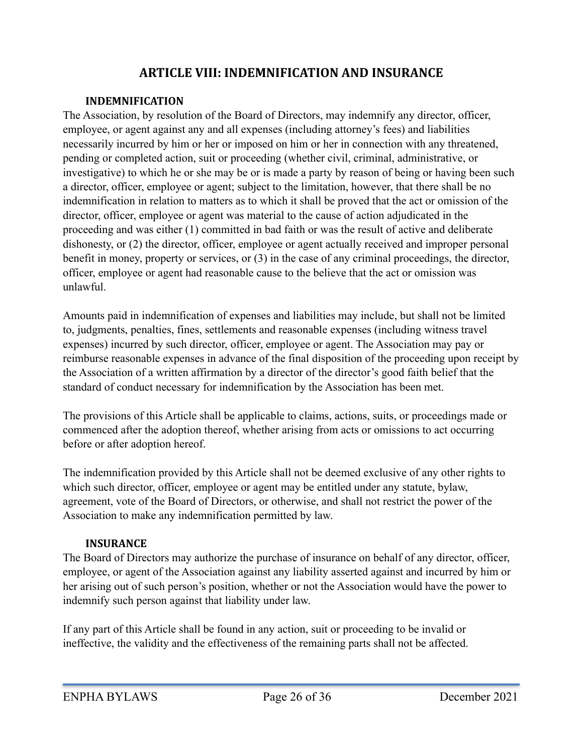# ARTICLE VIII: INDEMNIFICATION AND INSURANCE

## INDEMNIFICATION

The Association, by resolution of the Board of Directors, may indemnify any director, officer, employee, or agent against any and all expenses (including attorney's fees) and liabilities necessarily incurred by him or her or imposed on him or her in connection with any threatened, pending or completed action, suit or proceeding (whether civil, criminal, administrative, or investigative) to which he or she may be or is made a party by reason of being or having been such a director, officer, employee or agent; subject to the limitation, however, that there shall be no indemnification in relation to matters as to which it shall be proved that the act or omission of the director, officer, employee or agent was material to the cause of action adjudicated in the proceeding and was either (1) committed in bad faith or was the result of active and deliberate dishonesty, or (2) the director, officer, employee or agent actually received and improper personal benefit in money, property or services, or (3) in the case of any criminal proceedings, the director, officer, employee or agent had reasonable cause to the believe that the act or omission was unlawful.

Amounts paid in indemnification of expenses and liabilities may include, but shall not be limited to, judgments, penalties, fines, settlements and reasonable expenses (including witness travel expenses) incurred by such director, officer, employee or agent. The Association may pay or reimburse reasonable expenses in advance of the final disposition of the proceeding upon receipt by the Association of a written affirmation by a director of the director's good faith belief that the standard of conduct necessary for indemnification by the Association has been met.

The provisions of this Article shall be applicable to claims, actions, suits, or proceedings made or commenced after the adoption thereof, whether arising from acts or omissions to act occurring before or after adoption hereof.

The indemnification provided by this Article shall not be deemed exclusive of any other rights to which such director, officer, employee or agent may be entitled under any statute, bylaw, agreement, vote of the Board of Directors, or otherwise, and shall not restrict the power of the Association to make any indemnification permitted by law.

## INSURANCE

The Board of Directors may authorize the purchase of insurance on behalf of any director, officer, employee, or agent of the Association against any liability asserted against and incurred by him or her arising out of such person's position, whether or not the Association would have the power to indemnify such person against that liability under law.

If any part of this Article shall be found in any action, suit or proceeding to be invalid or ineffective, the validity and the effectiveness of the remaining parts shall not be affected.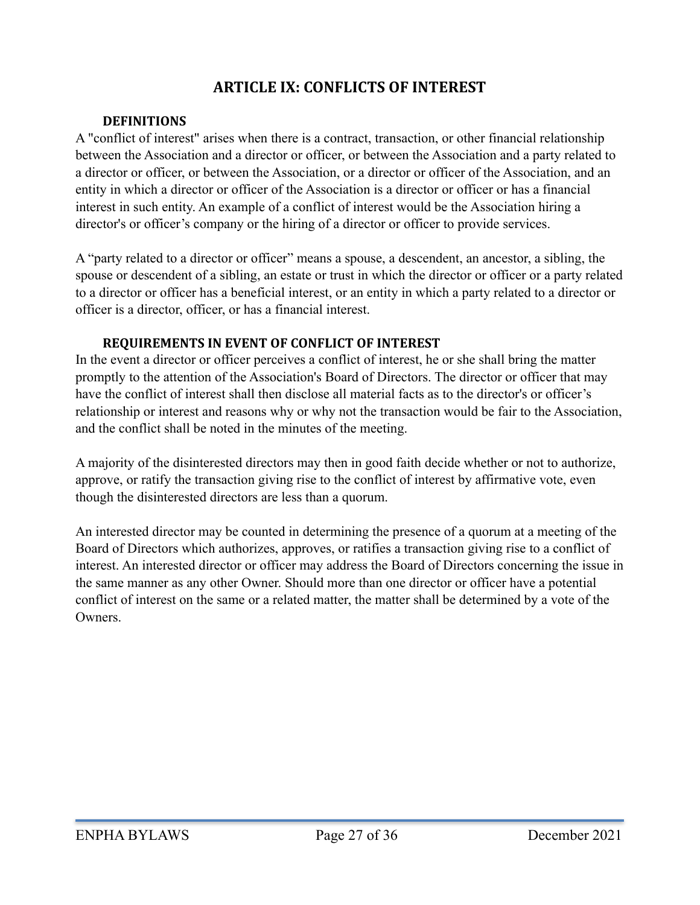# ARTICLE IX: CONFLICTS OF INTEREST

## DEFINITIONS

A "conflict of interest" arises when there is a contract, transaction, or other financial relationship between the Association and a director or officer, or between the Association and a party related to a director or officer, or between the Association, or a director or officer of the Association, and an entity in which a director or officer of the Association is a director or officer or has a financial interest in such entity. An example of a conflict of interest would be the Association hiring a director's or officer's company or the hiring of a director or officer to provide services.

A "party related to a director or officer" means a spouse, a descendent, an ancestor, a sibling, the spouse or descendent of a sibling, an estate or trust in which the director or officer or a party related to a director or officer has a beneficial interest, or an entity in which a party related to a director or officer is a director, officer, or has a financial interest.

## REQUIREMENTS IN EVENT OF CONFLICT OF INTEREST

In the event a director or officer perceives a conflict of interest, he or she shall bring the matter promptly to the attention of the Association's Board of Directors. The director or officer that may have the conflict of interest shall then disclose all material facts as to the director's or officer's relationship or interest and reasons why or why not the transaction would be fair to the Association, and the conflict shall be noted in the minutes of the meeting.

A majority of the disinterested directors may then in good faith decide whether or not to authorize, approve, or ratify the transaction giving rise to the conflict of interest by affirmative vote, even though the disinterested directors are less than a quorum.

An interested director may be counted in determining the presence of a quorum at a meeting of the Board of Directors which authorizes, approves, or ratifies a transaction giving rise to a conflict of interest. An interested director or officer may address the Board of Directors concerning the issue in the same manner as any other Owner. Should more than one director or officer have a potential conflict of interest on the same or a related matter, the matter shall be determined by a vote of the Owners.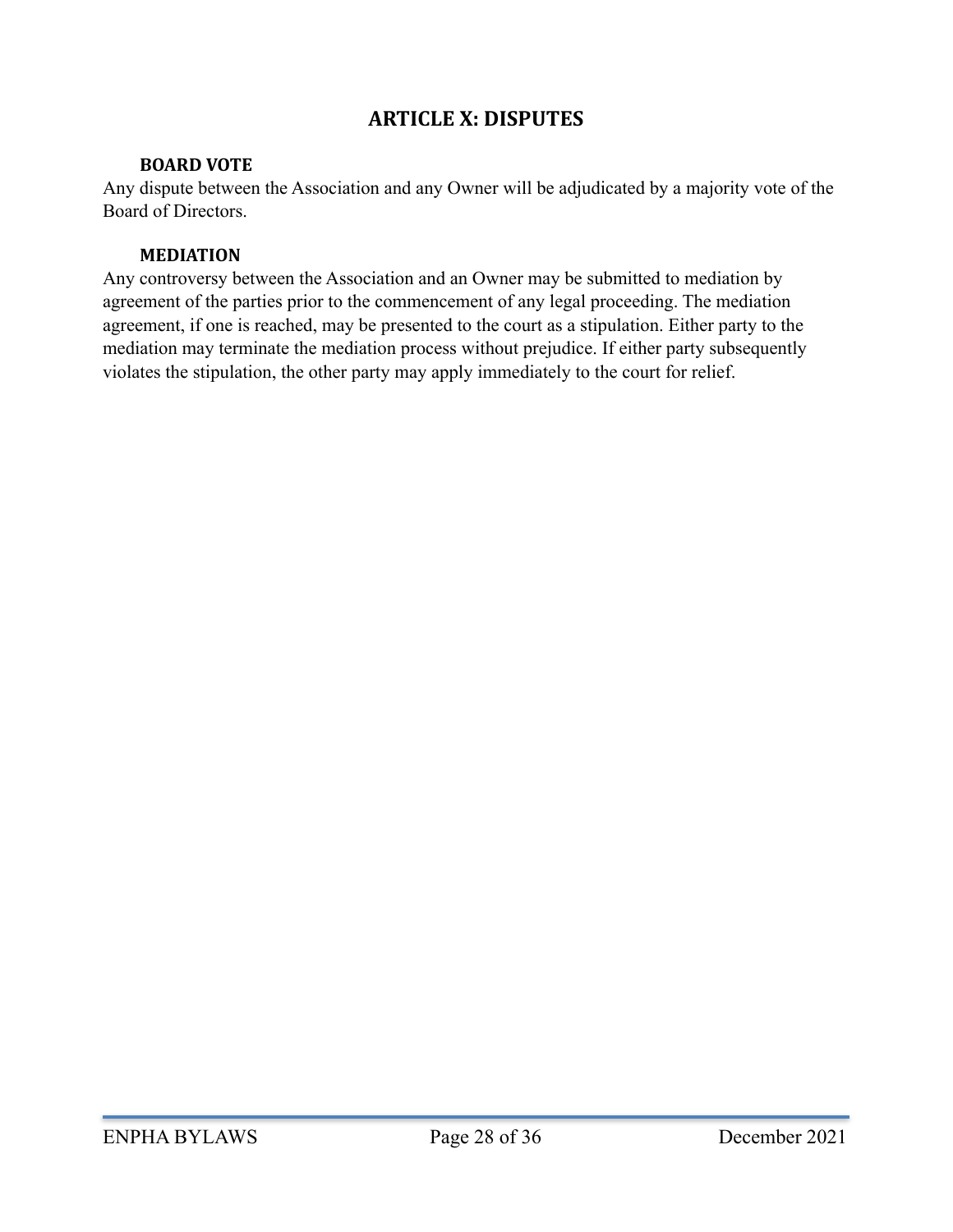## ARTICLE X: DISPUTES

### BOARD VOTE

Any dispute between the Association and any Owner will be adjudicated by a majority vote of the Board of Directors.

### MEDIATION

Any controversy between the Association and an Owner may be submitted to mediation by agreement of the parties prior to the commencement of any legal proceeding. The mediation agreement, if one is reached, may be presented to the court as a stipulation. Either party to the mediation may terminate the mediation process without prejudice. If either party subsequently violates the stipulation, the other party may apply immediately to the court for relief.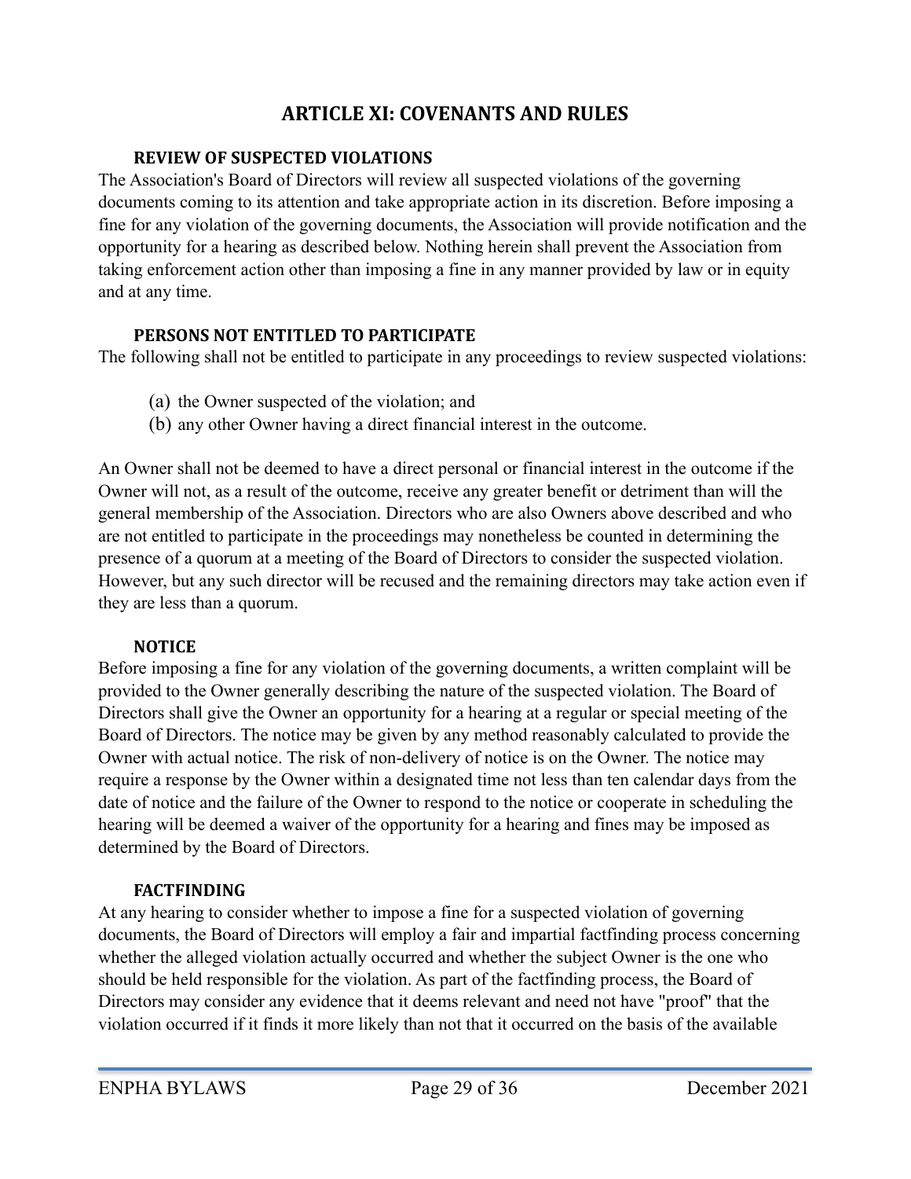## ARTICLE XI: COVENANTS AND RULES

### REVIEW OF SUSPECTED VIOLATIONS

The Association's Board of Directors will review all suspected violations of the governing documents coming to its attention and take appropriate action in its discretion. Before imposing a fine for any violation of the governing documents, the Association will provide notification and the opportunity for a hearing as described below. Nothing herein shall prevent the Association from taking enforcement action other than imposing a fine in any manner provided by law or in equity and at any time.

### PERSONS NOT ENTITLED TO PARTICIPATE

The following shall not be entitled to participate in any proceedings to review suspected violations:

(a) the Owner suspected of the violation; and
(b) any other Owner having a direct financial interest in the outcome.

An Owner shall not be deemed to have a direct personal or financial interest in the outcome if the Owner will not, as a result of the outcome, receive any greater benefit or detriment than will the general membership of the Association. Directors who are also Owners above described and who are not entitled to participate in the proceedings may nonetheless be counted in determining the presence of a quorum at a meeting of the Board of Directors to consider the suspected violation. However, but any such director will be recused and the remaining directors may take action even if they are less than a quorum.

### NOTICE

Before imposing a fine for any violation of the governing documents, a written complaint will be provided to the Owner generally describing the nature of the suspected violation. The Board of Directors shall give the Owner an opportunity for a hearing at a regular or special meeting of the Board of Directors. The notice may be given by any method reasonably calculated to provide the Owner with actual notice. The risk of non-delivery of notice is on the Owner. The notice may require a response by the Owner within a designated time not less than ten calendar days from the date of notice and the failure of the Owner to respond to the notice or cooperate in scheduling the hearing will be deemed a waiver of the opportunity for a hearing and fines may be imposed as determined by the Board of Directors.

### FACTFINDING

At any hearing to consider whether to impose a fine for a suspected violation of governing documents, the Board of Directors will employ a fair and impartial factfinding process concerning whether the alleged violation actually occurred and whether the subject Owner is the one who should be held responsible for the violation. As part of the factfinding process, the Board of Directors may consider any evidence that it deems relevant and need not have "proof" that the violation occurred if it finds it more likely than not that it occurred on the basis of the available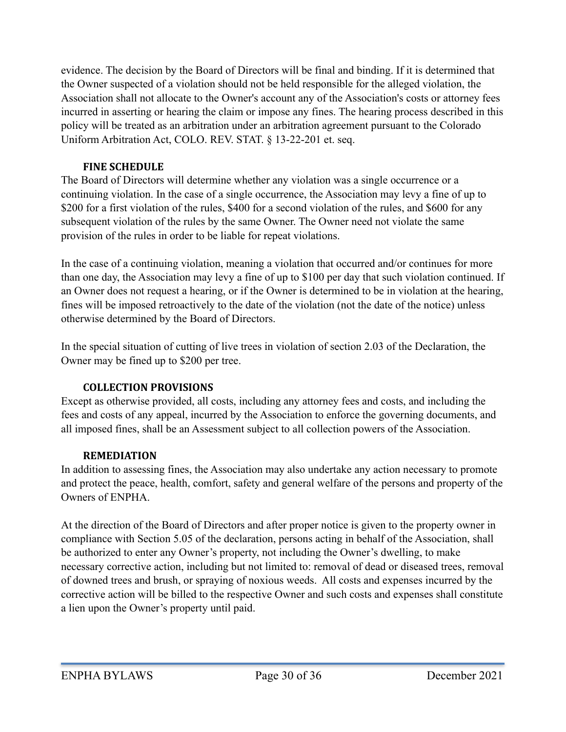evidence. The decision by the Board of Directors will be final and binding. If it is determined that the Owner suspected of a violation should not be held responsible for the alleged violation, the Association shall not allocate to the Owner's account any of the Association's costs or attorney fees incurred in asserting or hearing the claim or impose any fines. The hearing process described in this policy will be treated as an arbitration under an arbitration agreement pursuant to the Colorado Uniform Arbitration Act, COLO. REV. STAT. § 13-22-201 et. seq.

### FINE SCHEDULE

The Board of Directors will determine whether any violation was a single occurrence or a continuing violation. In the case of a single occurrence, the Association may levy a fine of up to $200 for a first violation of the rules, $400 for a second violation of the rules, and $600 for any subsequent violation of the rules by the same Owner. The Owner need not violate the same provision of the rules in order to be liable for repeat violations.

In the case of a continuing violation, meaning a violation that occurred and/or continues for more than one day, the Association may levy a fine of up to $100 per day that such violation continued. If an Owner does not request a hearing, or if the Owner is determined to be in violation at the hearing, fines will be imposed retroactively to the date of the violation (not the date of the notice) unless otherwise determined by the Board of Directors.

In the special situation of cutting of live trees in violation of section 2.03 of the Declaration, the Owner may be fined up to $200 per tree.

### COLLECTION PROVISIONS

Except as otherwise provided, all costs, including any attorney fees and costs, and including the fees and costs of any appeal, incurred by the Association to enforce the governing documents, and all imposed fines, shall be an Assessment subject to all collection powers of the Association.

### REMEDIATION

In addition to assessing fines, the Association may also undertake any action necessary to promote and protect the peace, health, comfort, safety and general welfare of the persons and property of the Owners of ENPHA.

At the direction of the Board of Directors and after proper notice is given to the property owner in compliance with Section 5.05 of the declaration, persons acting in behalf of the Association, shall be authorized to enter any Owner's property, not including the Owner's dwelling, to make necessary corrective action, including but not limited to: removal of dead or diseased trees, removal of downed trees and brush, or spraying of noxious weeds. All costs and expenses incurred by the corrective action will be billed to the respective Owner and such costs and expenses shall constitute a lien upon the Owner's property until paid.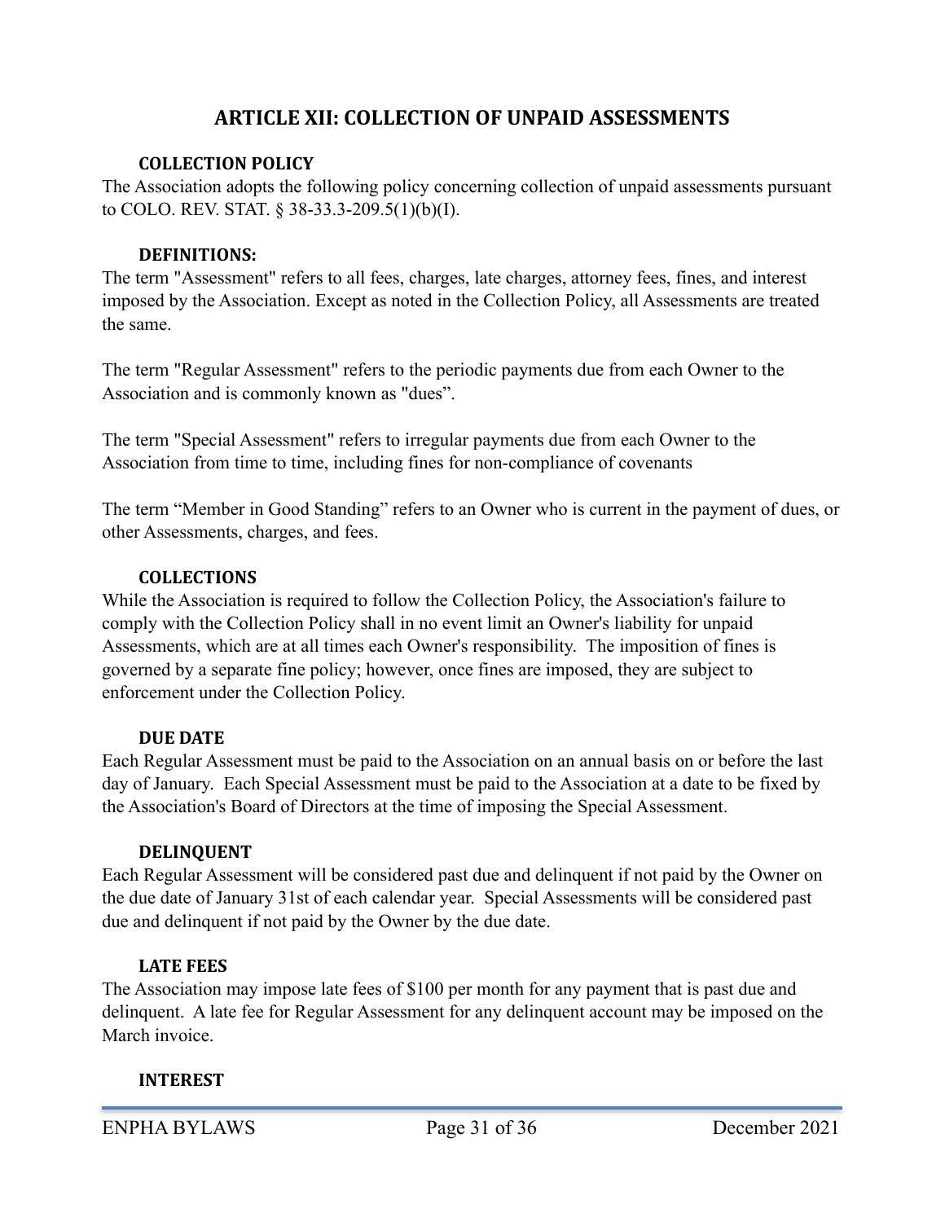# ARTICLE XII: COLLECTION OF UNPAID ASSESSMENTS

### COLLECTION POLICY

The Association adopts the following policy concerning collection of unpaid assessments pursuant to COLO. REV. STAT. § 38-33.3-209.5(1)(b)(I).

### DEFINITIONS:

The term "Assessment" refers to all fees, charges, late charges, attorney fees, fines, and interest imposed by the Association. Except as noted in the Collection Policy, all Assessments are treated the same.

The term "Regular Assessment" refers to the periodic payments due from each Owner to the Association and is commonly known as "dues".

The term "Special Assessment" refers to irregular payments due from each Owner to the Association from time to time, including fines for non-compliance of covenants

The term "Member in Good Standing" refers to an Owner who is current in the payment of dues, or other Assessments, charges, and fees.

### COLLECTIONS

While the Association is required to follow the Collection Policy, the Association's failure to comply with the Collection Policy shall in no event limit an Owner's liability for unpaid Assessments, which are at all times each Owner's responsibility. The imposition of fines is governed by a separate fine policy; however, once fines are imposed, they are subject to enforcement under the Collection Policy.

### DUE DATE

Each Regular Assessment must be paid to the Association on an annual basis on or before the last day of January. Each Special Assessment must be paid to the Association at a date to be fixed by the Association's Board of Directors at the time of imposing the Special Assessment.

### DELINQUENT

Each Regular Assessment will be considered past due and delinquent if not paid by the Owner on the due date of January 31st of each calendar year. Special Assessments will be considered past due and delinquent if not paid by the Owner by the due date.

### LATE FEES

The Association may impose late fees of $100 per month for any payment that is past due and delinquent. A late fee for Regular Assessment for any delinquent account may be imposed on the March invoice.

### INTEREST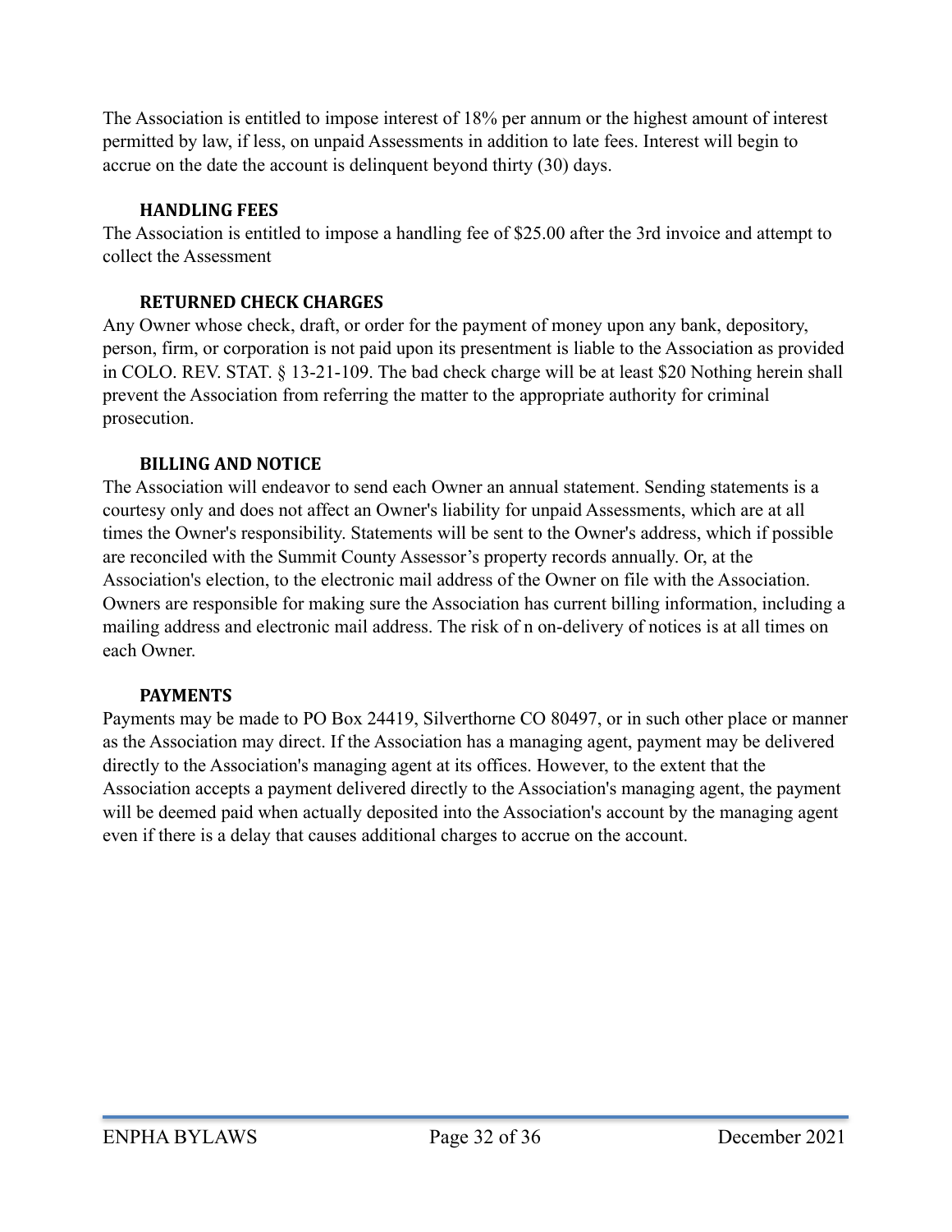The Association is entitled to impose interest of 18% per annum or the highest amount of interest permitted by law, if less, on unpaid Assessments in addition to late fees. Interest will begin to accrue on the date the account is delinquent beyond thirty (30) days.

### HANDLING FEES

The Association is entitled to impose a handling fee of $25.00 after the 3rd invoice and attempt to collect the Assessment

### RETURNED CHECK CHARGES

Any Owner whose check, draft, or order for the payment of money upon any bank, depository, person, firm, or corporation is not paid upon its presentment is liable to the Association as provided in COLO. REV. STAT. § 13-21-109. The bad check charge will be at least $20 Nothing herein shall prevent the Association from referring the matter to the appropriate authority for criminal prosecution.

### BILLING AND NOTICE

The Association will endeavor to send each Owner an annual statement. Sending statements is a courtesy only and does not affect an Owner's liability for unpaid Assessments, which are at all times the Owner's responsibility. Statements will be sent to the Owner's address, which if possible are reconciled with the Summit County Assessor's property records annually. Or, at the Association's election, to the electronic mail address of the Owner on file with the Association. Owners are responsible for making sure the Association has current billing information, including a mailing address and electronic mail address. The risk of n on-delivery of notices is at all times on each Owner.

### PAYMENTS

Payments may be made to PO Box 24419, Silverthorne CO 80497, or in such other place or manner as the Association may direct. If the Association has a managing agent, payment may be delivered directly to the Association's managing agent at its offices. However, to the extent that the Association accepts a payment delivered directly to the Association's managing agent, the payment will be deemed paid when actually deposited into the Association's account by the managing agent even if there is a delay that causes additional charges to accrue on the account.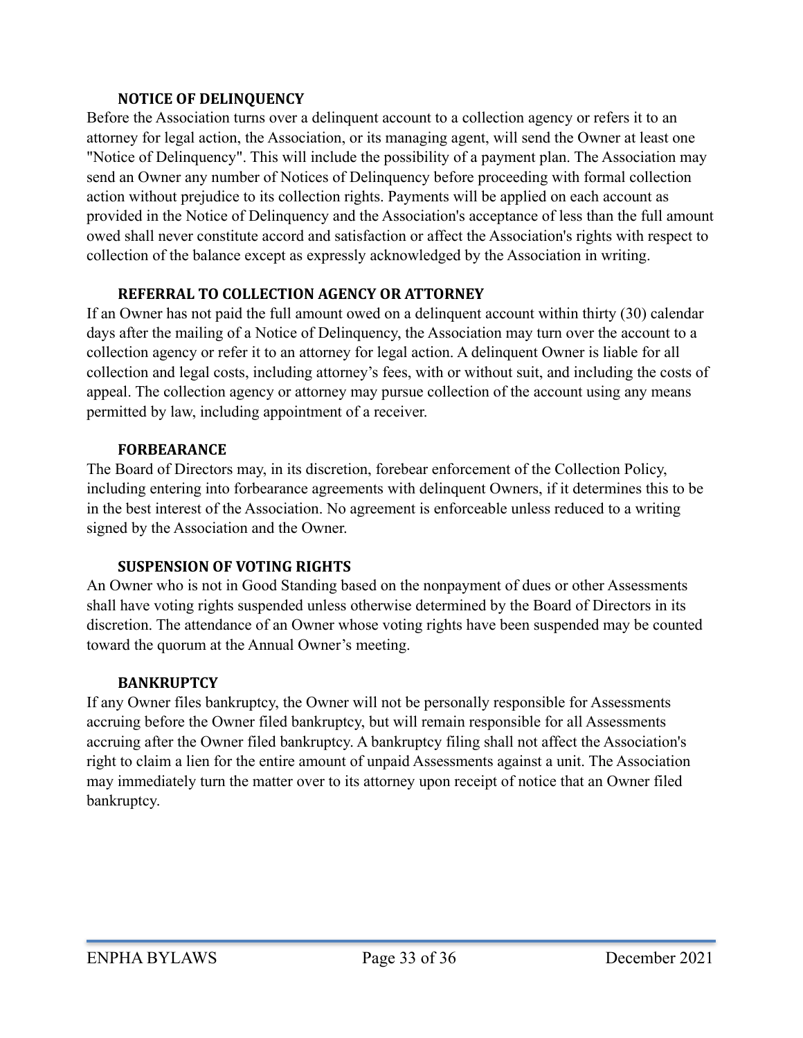### NOTICE OF DELINQUENCY

Before the Association turns over a delinquent account to a collection agency or refers it to an attorney for legal action, the Association, or its managing agent, will send the Owner at least one "Notice of Delinquency". This will include the possibility of a payment plan. The Association may send an Owner any number of Notices of Delinquency before proceeding with formal collection action without prejudice to its collection rights. Payments will be applied on each account as provided in the Notice of Delinquency and the Association's acceptance of less than the full amount owed shall never constitute accord and satisfaction or affect the Association's rights with respect to collection of the balance except as expressly acknowledged by the Association in writing.

### REFERRAL TO COLLECTION AGENCY OR ATTORNEY

If an Owner has not paid the full amount owed on a delinquent account within thirty (30) calendar days after the mailing of a Notice of Delinquency, the Association may turn over the account to a collection agency or refer it to an attorney for legal action. A delinquent Owner is liable for all collection and legal costs, including attorney's fees, with or without suit, and including the costs of appeal. The collection agency or attorney may pursue collection of the account using any means permitted by law, including appointment of a receiver.

### FORBEARANCE

The Board of Directors may, in its discretion, forebear enforcement of the Collection Policy, including entering into forbearance agreements with delinquent Owners, if it determines this to be in the best interest of the Association. No agreement is enforceable unless reduced to a writing signed by the Association and the Owner.

### SUSPENSION OF VOTING RIGHTS

An Owner who is not in Good Standing based on the nonpayment of dues or other Assessments shall have voting rights suspended unless otherwise determined by the Board of Directors in its discretion. The attendance of an Owner whose voting rights have been suspended may be counted toward the quorum at the Annual Owner's meeting.

### BANKRUPTCY

If any Owner files bankruptcy, the Owner will not be personally responsible for Assessments accruing before the Owner filed bankruptcy, but will remain responsible for all Assessments accruing after the Owner filed bankruptcy. A bankruptcy filing shall not affect the Association's right to claim a lien for the entire amount of unpaid Assessments against a unit. The Association may immediately turn the matter over to its attorney upon receipt of notice that an Owner filed bankruptcy.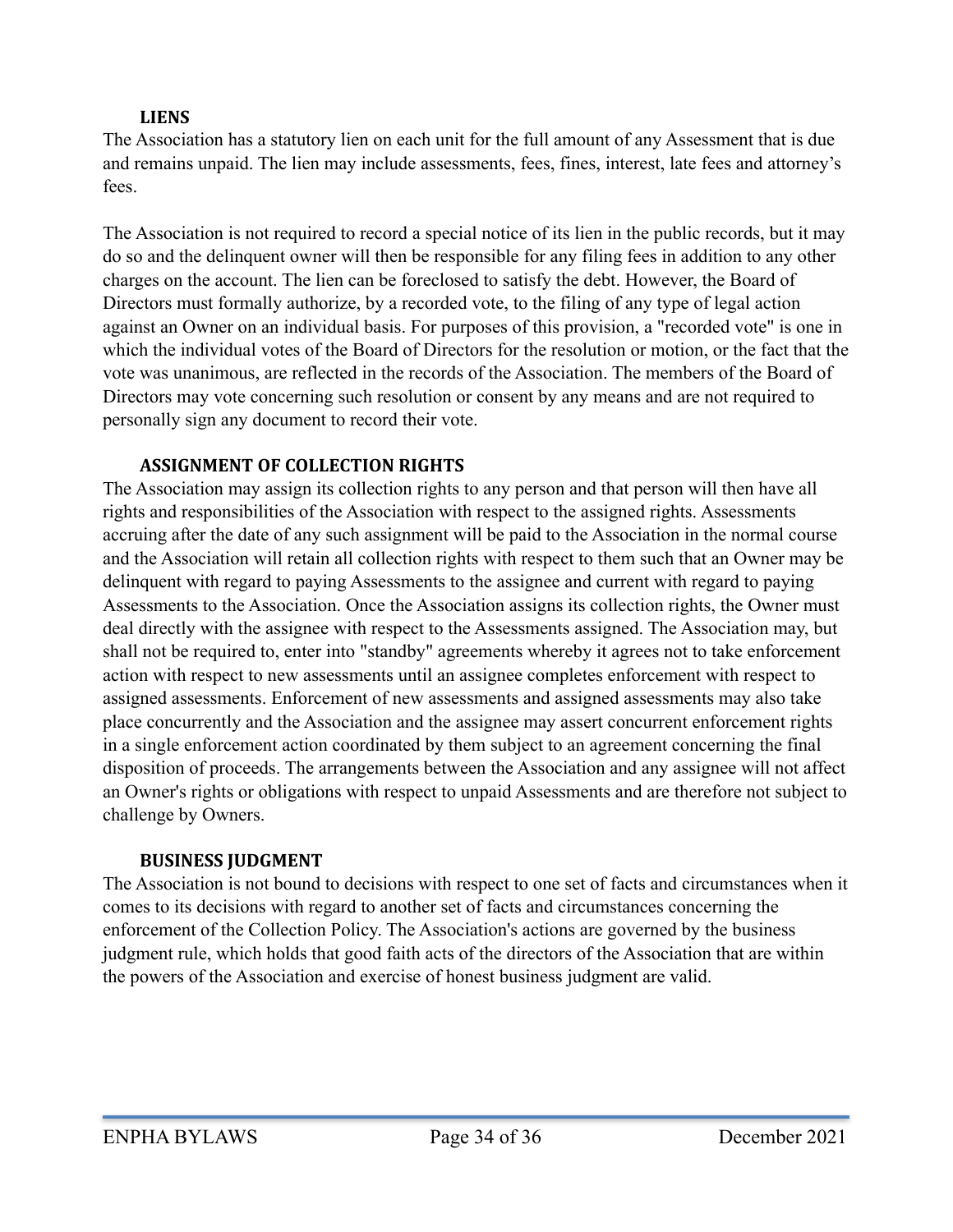### LIENS

The Association has a statutory lien on each unit for the full amount of any Assessment that is due and remains unpaid. The lien may include assessments, fees, fines, interest, late fees and attorney's fees.

The Association is not required to record a special notice of its lien in the public records, but it may do so and the delinquent owner will then be responsible for any filing fees in addition to any other charges on the account. The lien can be foreclosed to satisfy the debt. However, the Board of Directors must formally authorize, by a recorded vote, to the filing of any type of legal action against an Owner on an individual basis. For purposes of this provision, a "recorded vote" is one in which the individual votes of the Board of Directors for the resolution or motion, or the fact that the vote was unanimous, are reflected in the records of the Association. The members of the Board of Directors may vote concerning such resolution or consent by any means and are not required to personally sign any document to record their vote.

### ASSIGNMENT OF COLLECTION RIGHTS

The Association may assign its collection rights to any person and that person will then have all rights and responsibilities of the Association with respect to the assigned rights. Assessments accruing after the date of any such assignment will be paid to the Association in the normal course and the Association will retain all collection rights with respect to them such that an Owner may be delinquent with regard to paying Assessments to the assignee and current with regard to paying Assessments to the Association. Once the Association assigns its collection rights, the Owner must deal directly with the assignee with respect to the Assessments assigned. The Association may, but shall not be required to, enter into "standby" agreements whereby it agrees not to take enforcement action with respect to new assessments until an assignee completes enforcement with respect to assigned assessments. Enforcement of new assessments and assigned assessments may also take place concurrently and the Association and the assignee may assert concurrent enforcement rights in a single enforcement action coordinated by them subject to an agreement concerning the final disposition of proceeds. The arrangements between the Association and any assignee will not affect an Owner's rights or obligations with respect to unpaid Assessments and are therefore not subject to challenge by Owners.

### BUSINESS JUDGMENT

The Association is not bound to decisions with respect to one set of facts and circumstances when it comes to its decisions with regard to another set of facts and circumstances concerning the enforcement of the Collection Policy. The Association's actions are governed by the business judgment rule, which holds that good faith acts of the directors of the Association that are within the powers of the Association and exercise of honest business judgment are valid.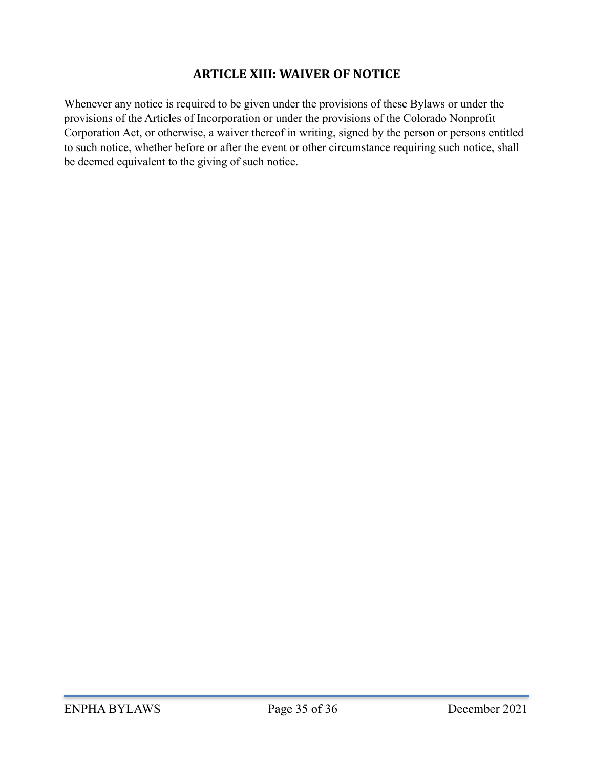## ARTICLE XIII: WAIVER OF NOTICE

Whenever any notice is required to be given under the provisions of these Bylaws or under the provisions of the Articles of Incorporation or under the provisions of the Colorado Nonprofit Corporation Act, or otherwise, a waiver thereof in writing, signed by the person or persons entitled to such notice, whether before or after the event or other circumstance requiring such notice, shall be deemed equivalent to the giving of such notice.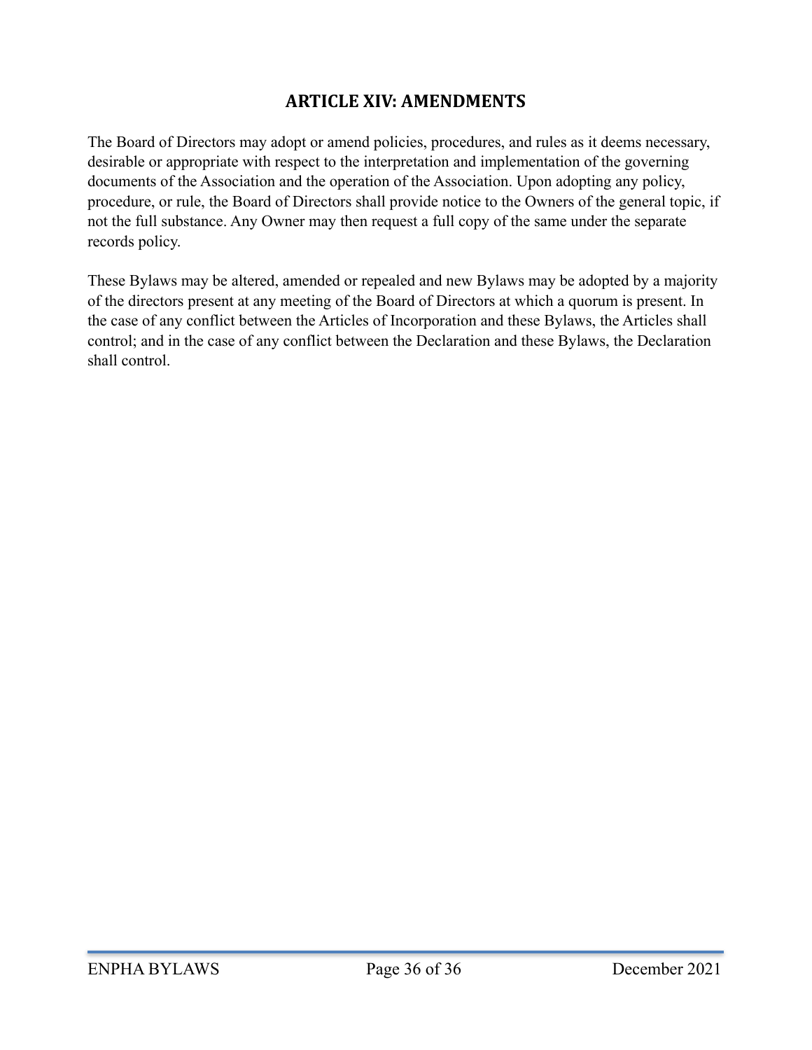## ARTICLE XIV: AMENDMENTS

The Board of Directors may adopt or amend policies, procedures, and rules as it deems necessary, desirable or appropriate with respect to the interpretation and implementation of the governing documents of the Association and the operation of the Association. Upon adopting any policy, procedure, or rule, the Board of Directors shall provide notice to the Owners of the general topic, if not the full substance. Any Owner may then request a full copy of the same under the separate records policy.

These Bylaws may be altered, amended or repealed and new Bylaws may be adopted by a majority of the directors present at any meeting of the Board of Directors at which a quorum is present. In the case of any conflict between the Articles of Incorporation and these Bylaws, the Articles shall control; and in the case of any conflict between the Declaration and these Bylaws, the Declaration shall control.